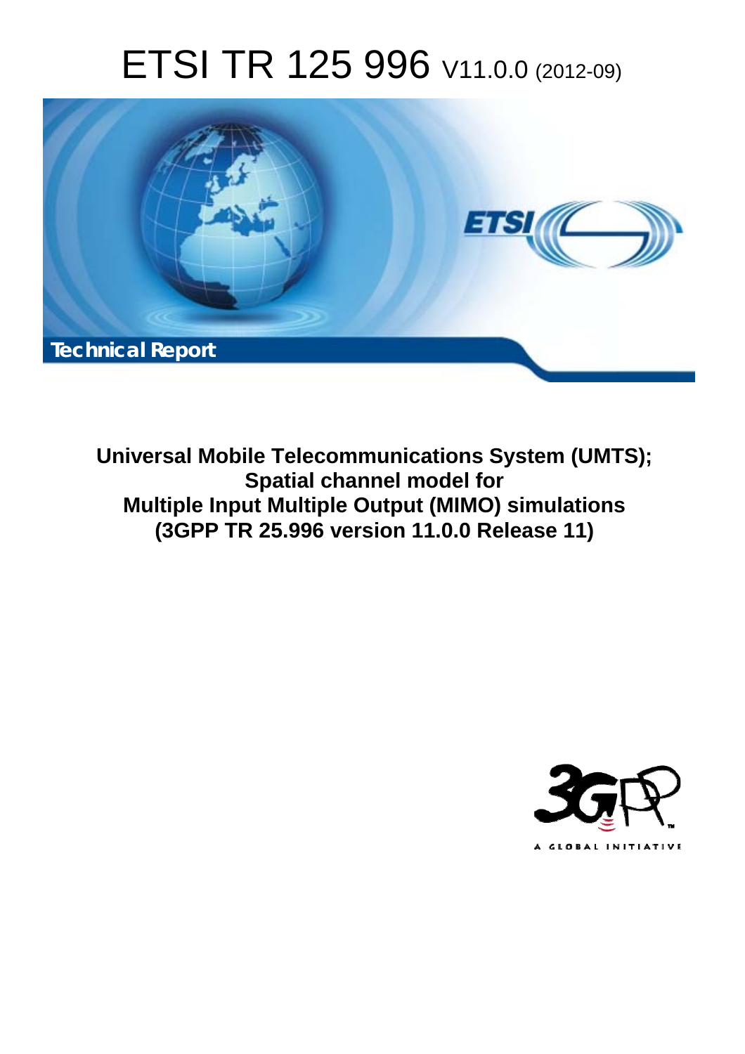# ETSI TR 125 996 V11.0.0 (2012-09)

Technical Report

**Universal Mobile Telecommunications System (UMTS); Spatial channel model for Multiple Input Multiple Output (MIMO) simulations (3GPP TR 25.996 version 11.0.0 Release 11)**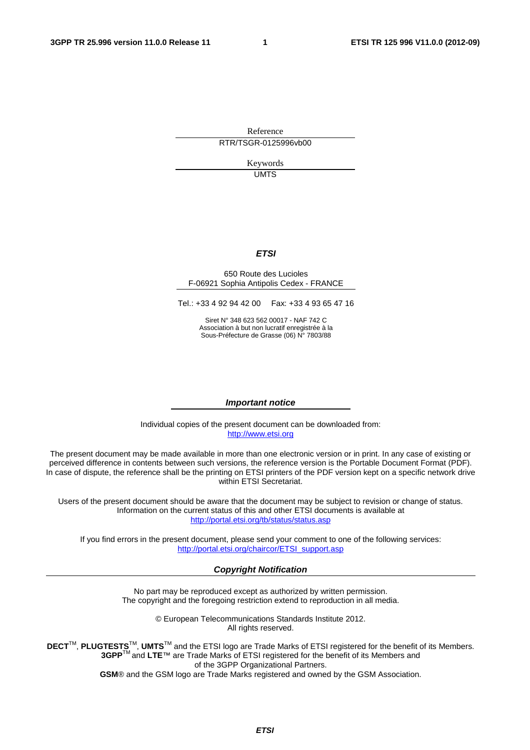Reference

RTR/TSGR-0125996vb00

Keywords

UMTS

***ETSI***

650 Route des Lucioles
F-06921 Sophia Antipolis Cedex - FRANCE

Tel.: +33 4 92 94 42 00 Fax: +33 4 93 65 47 16

Siret N° 348 623 562 00017 - NAF 742 C
Association à but non lucratif enregistrée à la
Sous-Préfecture de Grasse (06) N° 7803/88

***Important notice***

Individual copies of the present document can be downloaded from:
http://www.etsi.org

The present document may be made available in more than one electronic version or in print. In any case of existing or perceived difference in contents between such versions, the reference version is the Portable Document Format (PDF). In case of dispute, the reference shall be the printing on ETSI printers of the PDF version kept on a specific network drive within ETSI Secretariat.

Users of the present document should be aware that the document may be subject to revision or change of status. Information on the current status of this and other ETSI documents is available at
http://portal.etsi.org/tb/status/status.asp

If you find errors in the present document, please send your comment to one of the following services:
http://portal.etsi.org/chaircor/ETSI_support.asp

***Copyright Notification***

No part may be reproduced except as authorized by written permission.
The copyright and the foregoing restriction extend to reproduction in all media.

© European Telecommunications Standards Institute 2012.
All rights reserved.

**DECT**™, **PLUGTESTS**™, **UMTS**™ and the ETSI logo are Trade Marks of ETSI registered for the benefit of its Members.
**3GPP**™ and **LTE**™ are Trade Marks of ETSI registered for the benefit of its Members and of the 3GPP Organizational Partners.
**GSM**® and the GSM logo are Trade Marks registered and owned by the GSM Association.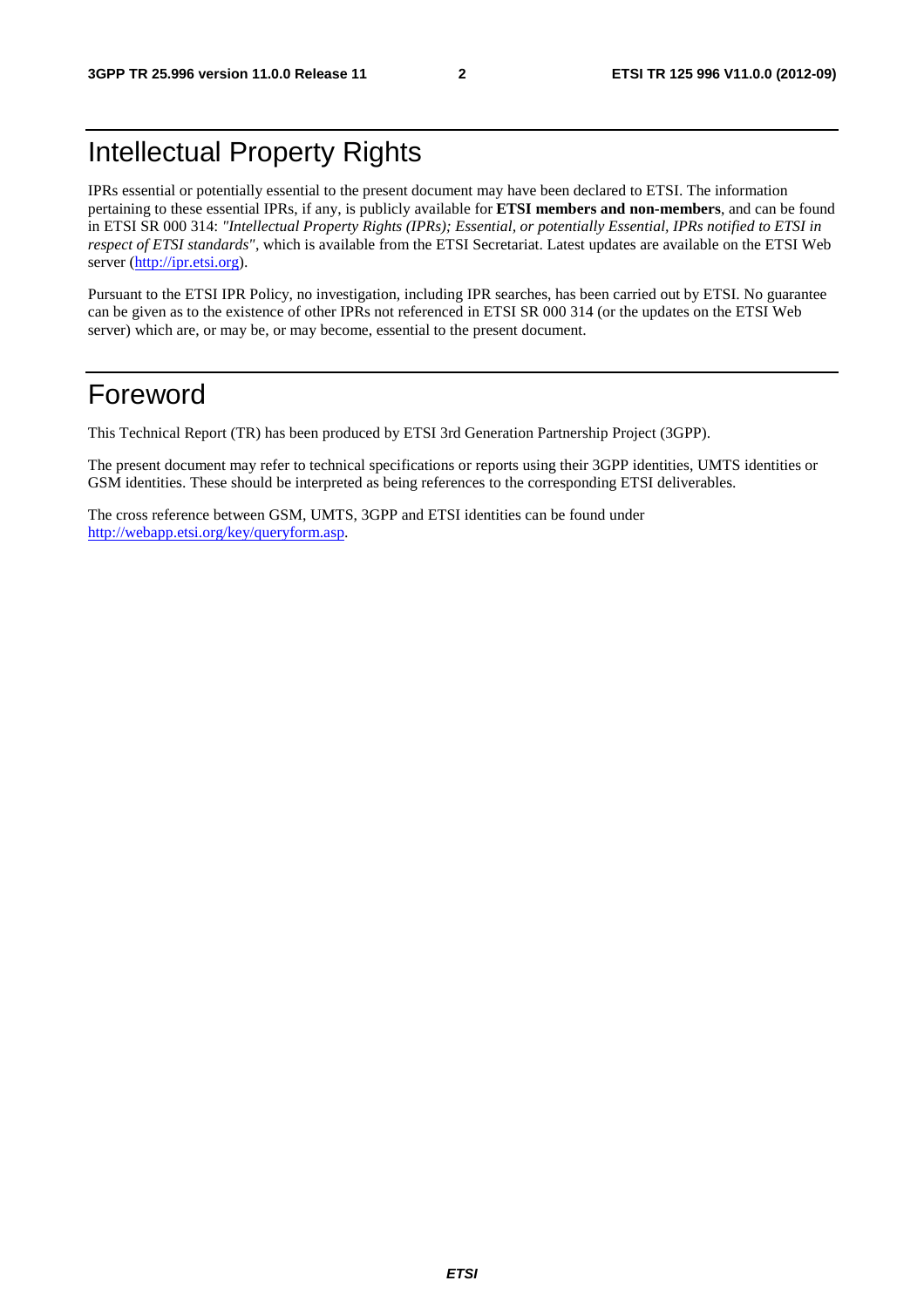# Intellectual Property Rights

IPRs essential or potentially essential to the present document may have been declared to ETSI. The information pertaining to these essential IPRs, if any, is publicly available for **ETSI members and non-members**, and can be found in ETSI SR 000 314: *"Intellectual Property Rights (IPRs); Essential, or potentially Essential, IPRs notified to ETSI in respect of ETSI standards"*, which is available from the ETSI Secretariat. Latest updates are available on the ETSI Web server (http://ipr.etsi.org).

Pursuant to the ETSI IPR Policy, no investigation, including IPR searches, has been carried out by ETSI. No guarantee can be given as to the existence of other IPRs not referenced in ETSI SR 000 314 (or the updates on the ETSI Web server) which are, or may be, or may become, essential to the present document.

# Foreword

This Technical Report (TR) has been produced by ETSI 3rd Generation Partnership Project (3GPP).

The present document may refer to technical specifications or reports using their 3GPP identities, UMTS identities or GSM identities. These should be interpreted as being references to the corresponding ETSI deliverables.

The cross reference between GSM, UMTS, 3GPP and ETSI identities can be found under http://webapp.etsi.org/key/queryform.asp.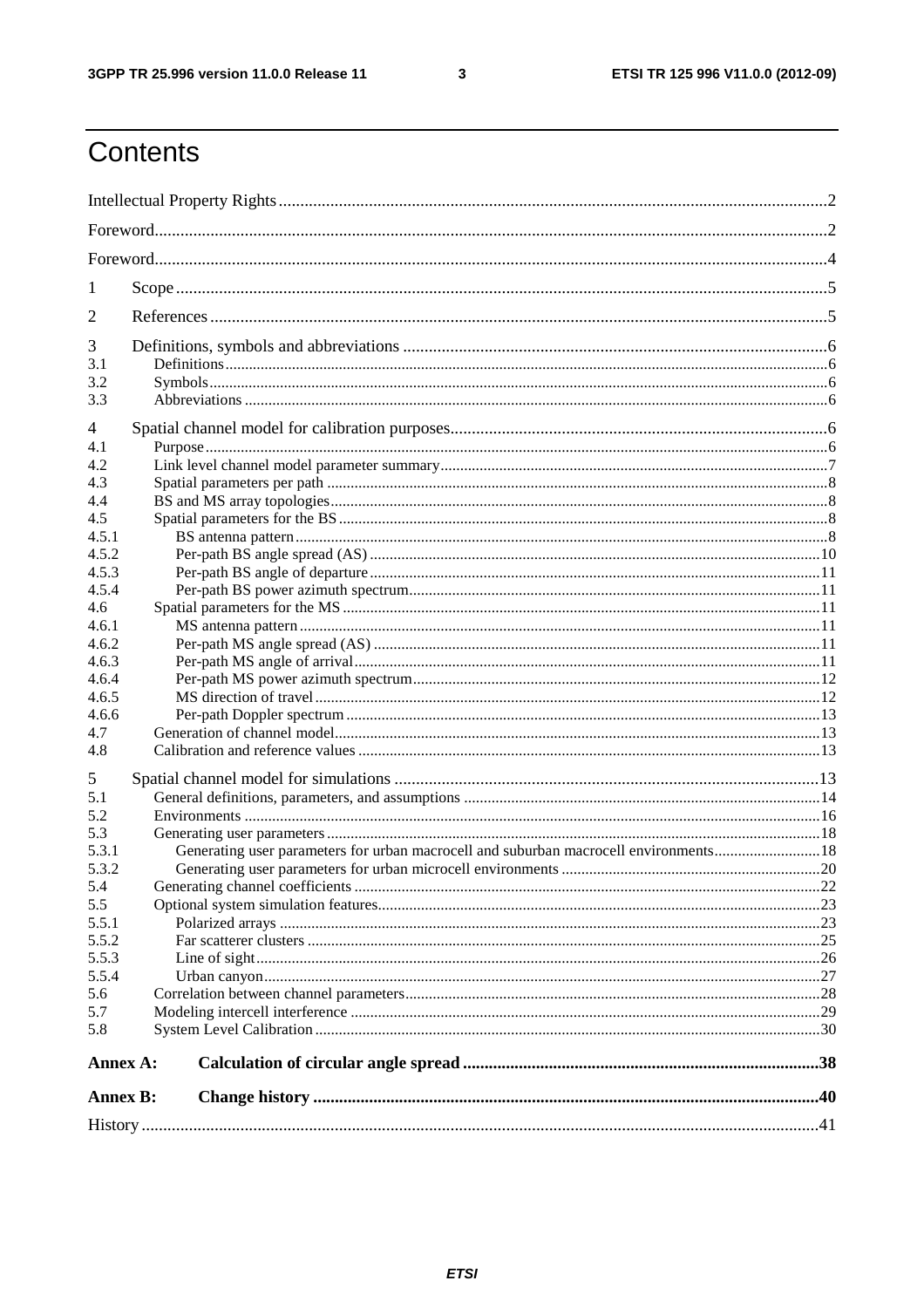# Contents

Intellectual Property Rights ..... 2

Foreword ..... 2

Foreword ..... 4

1 Scope ..... 5

2 References ..... 5

3 Definitions, symbols and abbreviations ..... 6
- 3.1 Definitions ..... 6
- 3.2 Symbols ..... 6
- 3.3 Abbreviations ..... 6

4 Spatial channel model for calibration purposes ..... 6
- 4.1 Purpose ..... 6
- 4.2 Link level channel model parameter summary ..... 7
- 4.3 Spatial parameters per path ..... 8
- 4.4 BS and MS array topologies ..... 8
- 4.5 Spatial parameters for the BS ..... 8
  - 4.5.1 BS antenna pattern ..... 8
  - 4.5.2 Per-path BS angle spread (AS) ..... 10
  - 4.5.3 Per-path BS angle of departure ..... 11
  - 4.5.4 Per-path BS power azimuth spectrum ..... 11
- 4.6 Spatial parameters for the MS ..... 11
  - 4.6.1 MS antenna pattern ..... 11
  - 4.6.2 Per-path MS angle spread (AS) ..... 11
  - 4.6.3 Per-path MS angle of arrival ..... 11
  - 4.6.4 Per-path MS power azimuth spectrum ..... 12
  - 4.6.5 MS direction of travel ..... 12
  - 4.6.6 Per-path Doppler spectrum ..... 13
- 4.7 Generation of channel model ..... 13
- 4.8 Calibration and reference values ..... 13

5 Spatial channel model for simulations ..... 13
- 5.1 General definitions, parameters, and assumptions ..... 14
- 5.2 Environments ..... 16
- 5.3 Generating user parameters ..... 18
  - 5.3.1 Generating user parameters for urban macrocell and suburban macrocell environments ..... 18
  - 5.3.2 Generating user parameters for urban microcell environments ..... 20
- 5.4 Generating channel coefficients ..... 22
- 5.5 Optional system simulation features ..... 23
  - 5.5.1 Polarized arrays ..... 23
  - 5.5.2 Far scatterer clusters ..... 25
  - 5.5.3 Line of sight ..... 26
  - 5.5.4 Urban canyon ..... 27
- 5.6 Correlation between channel parameters ..... 28
- 5.7 Modeling intercell interference ..... 29
- 5.8 System Level Calibration ..... 30

**Annex A: Calculation of circular angle spread ..... 38**

**Annex B: Change history ..... 40**

History ..... 41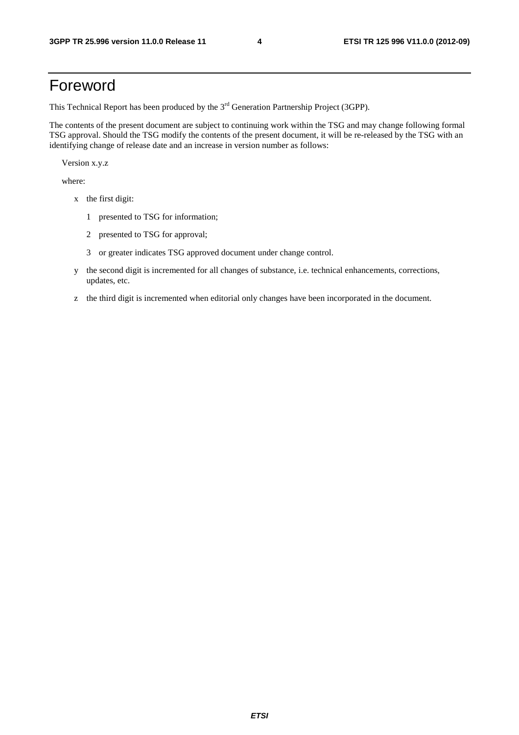# Foreword

This Technical Report has been produced by the 3rd Generation Partnership Project (3GPP).

The contents of the present document are subject to continuing work within the TSG and may change following formal TSG approval. Should the TSG modify the contents of the present document, it will be re-released by the TSG with an identifying change of release date and an increase in version number as follows:

Version x.y.z

where:

- x the first digit:
  - 1 presented to TSG for information;
  - 2 presented to TSG for approval;
  - 3 or greater indicates TSG approved document under change control.
- y the second digit is incremented for all changes of substance, i.e. technical enhancements, corrections, updates, etc.
- z the third digit is incremented when editorial only changes have been incorporated in the document.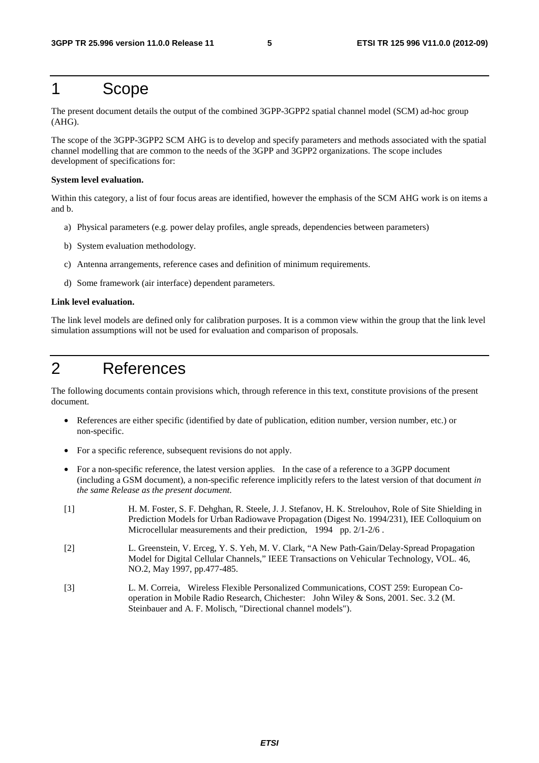# 1 Scope

The present document details the output of the combined 3GPP-3GPP2 spatial channel model (SCM) ad-hoc group (AHG).

The scope of the 3GPP-3GPP2 SCM AHG is to develop and specify parameters and methods associated with the spatial channel modelling that are common to the needs of the 3GPP and 3GPP2 organizations. The scope includes development of specifications for:

**System level evaluation.**

Within this category, a list of four focus areas are identified, however the emphasis of the SCM AHG work is on items a and b.

a) Physical parameters (e.g. power delay profiles, angle spreads, dependencies between parameters)

b) System evaluation methodology.

c) Antenna arrangements, reference cases and definition of minimum requirements.

d) Some framework (air interface) dependent parameters.

**Link level evaluation.**

The link level models are defined only for calibration purposes. It is a common view within the group that the link level simulation assumptions will not be used for evaluation and comparison of proposals.

# 2 References

The following documents contain provisions which, through reference in this text, constitute provisions of the present document.

- References are either specific (identified by date of publication, edition number, version number, etc.) or non-specific.
- For a specific reference, subsequent revisions do not apply.
- For a non-specific reference, the latest version applies. In the case of a reference to a 3GPP document (including a GSM document), a non-specific reference implicitly refers to the latest version of that document *in the same Release as the present document*.

[1] H. M. Foster, S. F. Dehghan, R. Steele, J. J. Stefanov, H. K. Strelouhov, Role of Site Shielding in Prediction Models for Urban Radiowave Propagation (Digest No. 1994/231), IEE Colloquium on Microcellular measurements and their prediction, 1994 pp. 2/1-2/6 .

[2] L. Greenstein, V. Erceg, Y. S. Yeh, M. V. Clark, "A New Path-Gain/Delay-Spread Propagation Model for Digital Cellular Channels," IEEE Transactions on Vehicular Technology, VOL. 46, NO.2, May 1997, pp.477-485.

[3] L. M. Correia, Wireless Flexible Personalized Communications, COST 259: European Co-operation in Mobile Radio Research, Chichester: John Wiley & Sons, 2001. Sec. 3.2 (M. Steinbauer and A. F. Molisch, "Directional channel models").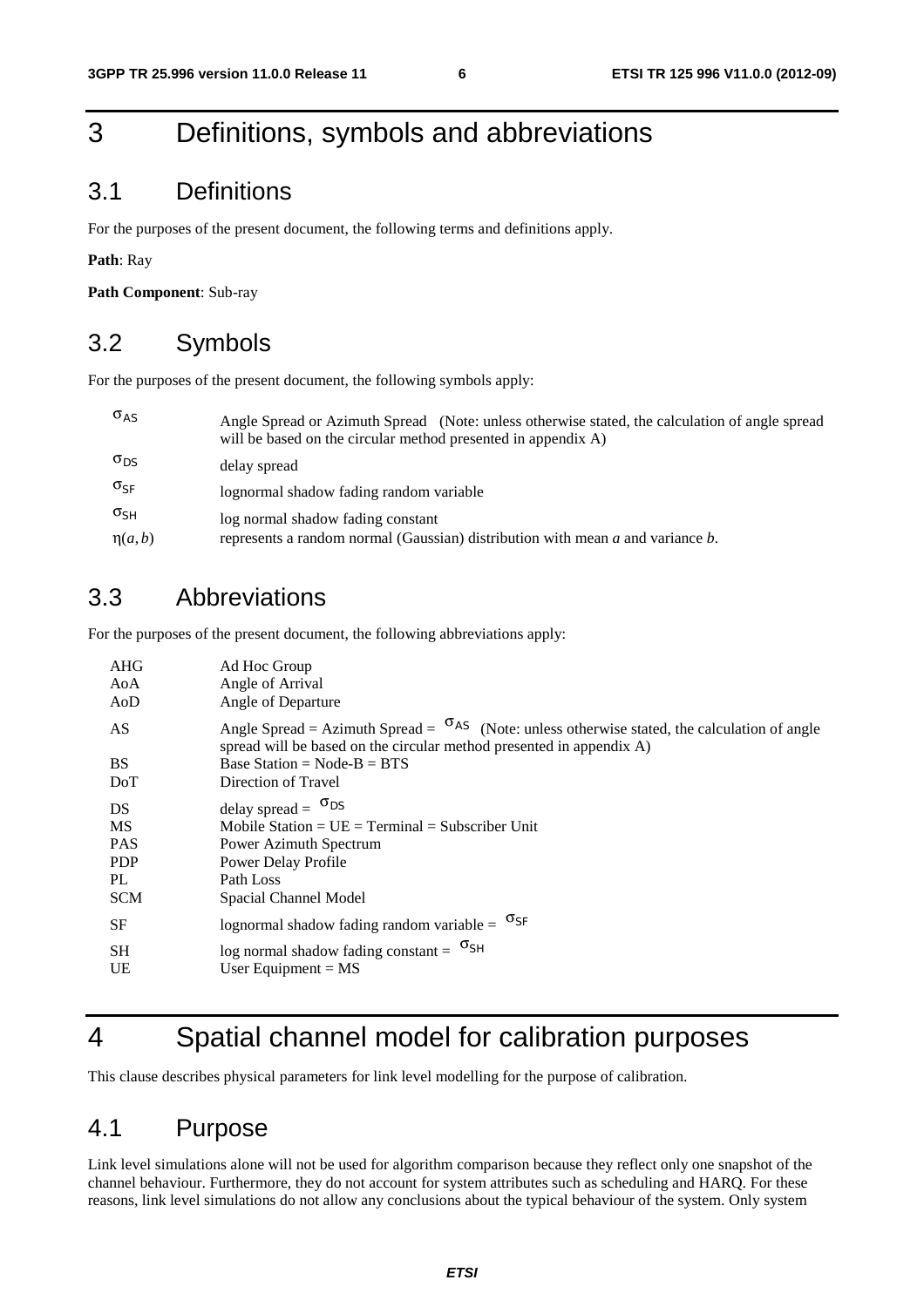# 3 Definitions, symbols and abbreviations

## 3.1 Definitions

For the purposes of the present document, the following terms and definitions apply.

**Path**: Ray

**Path Component**: Sub-ray

## 3.2 Symbols

For the purposes of the present document, the following symbols apply:

| | |
|---|---|
| $\sigma_{AS}$ | Angle Spread or Azimuth Spread (Note: unless otherwise stated, the calculation of angle spread will be based on the circular method presented in appendix A) |
| $\sigma_{DS}$ | delay spread |
| $\sigma_{SF}$ | lognormal shadow fading random variable |
| $\sigma_{SH}$ | log normal shadow fading constant |
| $\eta(a,b)$ | represents a random normal (Gaussian) distribution with mean *a* and variance *b*. |

## 3.3 Abbreviations

For the purposes of the present document, the following abbreviations apply:

| | |
|---|---|
| AHG | Ad Hoc Group |
| AoA | Angle of Arrival |
| AoD | Angle of Departure |
| AS | Angle Spread = Azimuth Spread = $\sigma_{AS}$ (Note: unless otherwise stated, the calculation of angle spread will be based on the circular method presented in appendix A) |
| BS | Base Station = Node-B = BTS |
| DoT | Direction of Travel |
| DS | delay spread = $\sigma_{DS}$ |
| MS | Mobile Station = UE = Terminal = Subscriber Unit |
| PAS | Power Azimuth Spectrum |
| PDP | Power Delay Profile |
| PL | Path Loss |
| SCM | Spacial Channel Model |
| SF | lognormal shadow fading random variable = $\sigma_{SF}$ |
| SH | log normal shadow fading constant = $\sigma_{SH}$ |
| UE | User Equipment = MS |

# 4 Spatial channel model for calibration purposes

This clause describes physical parameters for link level modelling for the purpose of calibration.

## 4.1 Purpose

Link level simulations alone will not be used for algorithm comparison because they reflect only one snapshot of the channel behaviour. Furthermore, they do not account for system attributes such as scheduling and HARQ. For these reasons, link level simulations do not allow any conclusions about the typical behaviour of the system. Only system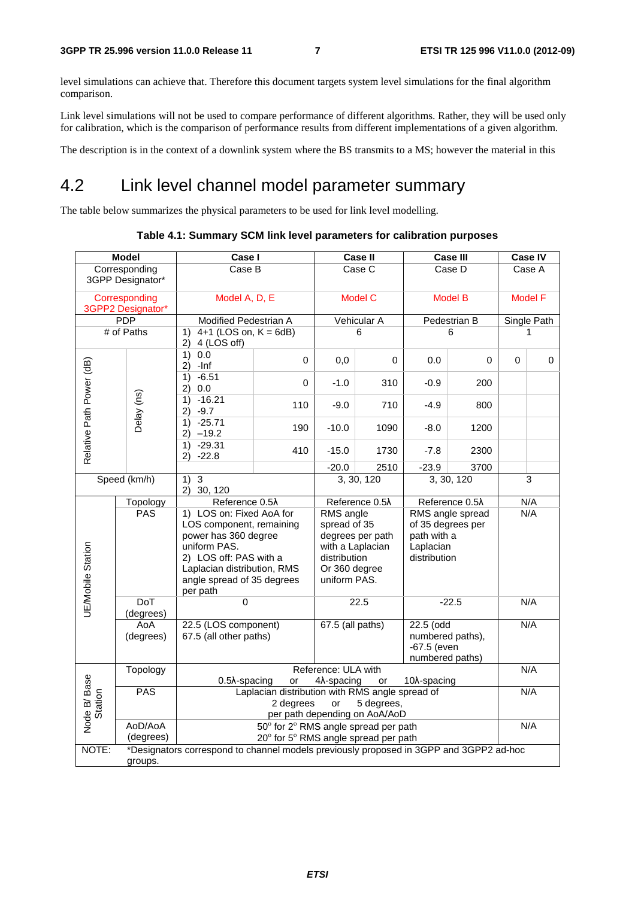level simulations can achieve that. Therefore this document targets system level simulations for the final algorithm comparison.

Link level simulations will not be used to compare performance of different algorithms. Rather, they will be used only for calibration, which is the comparison of performance results from different implementations of a given algorithm.

The description is in the context of a downlink system where the BS transmits to a MS; however the material in this

## 4.2 Link level channel model parameter summary

The table below summarizes the physical parameters to be used for link level modelling.

**Table 4.1: Summary SCM link level parameters for calibration purposes**

| Model | | Case I | | Case II | | Case III | | Case IV | |
|---|---|---|---|---|---|---|---|---|---|
| Corresponding 3GPP Designator* | | Case B | | Case C | | Case D | | Case A | |
| Corresponding 3GPP2 Designator* | | Model A, D, E | | Model C | | Model B | | Model F | |
| PDP | | Modified Pedestrian A | | Vehicular A | | Pedestrian B | | Single Path | |
| # of Paths | | 1) 4+1 (LOS on, K = 6dB) 2) 4 (LOS off) | | 6 | | 6 | | 1 | |
| Relative Path Power (dB) | Delay (ns) | 1) 0.0 2) -Inf | 0 | 0,0 | 0 | 0.0 | 0 | 0 | 0 |
| | | 1) -6.51 2) 0.0 | 0 | -1.0 | 310 | -0.9 | 200 | | |
| | | 1) -16.21 2) -9.7 | 110 | -9.0 | 710 | -4.9 | 800 | | |
| | | 1) -25.71 2) –19.2 | 190 | -10.0 | 1090 | -8.0 | 1200 | | |
| | | 1) -29.31 2) -22.8 | 410 | -15.0 | 1730 | -7.8 | 2300 | | |
| | | | | -20.0 | 2510 | -23.9 | 3700 | | |
| Speed (km/h) | | 1) 3 2) 30, 120 | | 3, 30, 120 | | 3, 30, 120 | | 3 | |
| UE/Mobile Station | Topology | Reference 0.5λ | | Reference 0.5λ | | Reference 0.5λ | | N/A | |
| | PAS | 1) LOS on: Fixed AoA for LOS component, remaining power has 360 degree uniform PAS. 2) LOS off: PAS with a Laplacian distribution, RMS angle spread of 35 degrees per path | | RMS angle spread of 35 degrees per path with a Laplacian distribution Or 360 degree uniform PAS. | | RMS angle spread of 35 degrees per path with a Laplacian distribution | | N/A | |
| | DoT (degrees) | 0 | | 22.5 | | -22.5 | | N/A | |
| | AoA (degrees) | 22.5 (LOS component) 67.5 (all other paths) | | 67.5 (all paths) | | 22.5 (odd numbered paths), -67.5 (even numbered paths) | | N/A | |
| Node B/ Base Station | Topology | Reference: ULA with 0.5λ-spacing or 4λ-spacing or 10λ-spacing | | | | | | N/A | |
| | PAS | Laplacian distribution with RMS angle spread of 2 degrees or 5 degrees, per path depending on AoA/AoD | | | | | | N/A | |
| | AoD/AoA (degrees) | 50° for 2° RMS angle spread per path 20° for 5° RMS angle spread per path | | | | | | N/A | |
| NOTE: | *Designators correspond to channel models previously proposed in 3GPP and 3GPP2 ad-hoc groups. | | | | | | | | |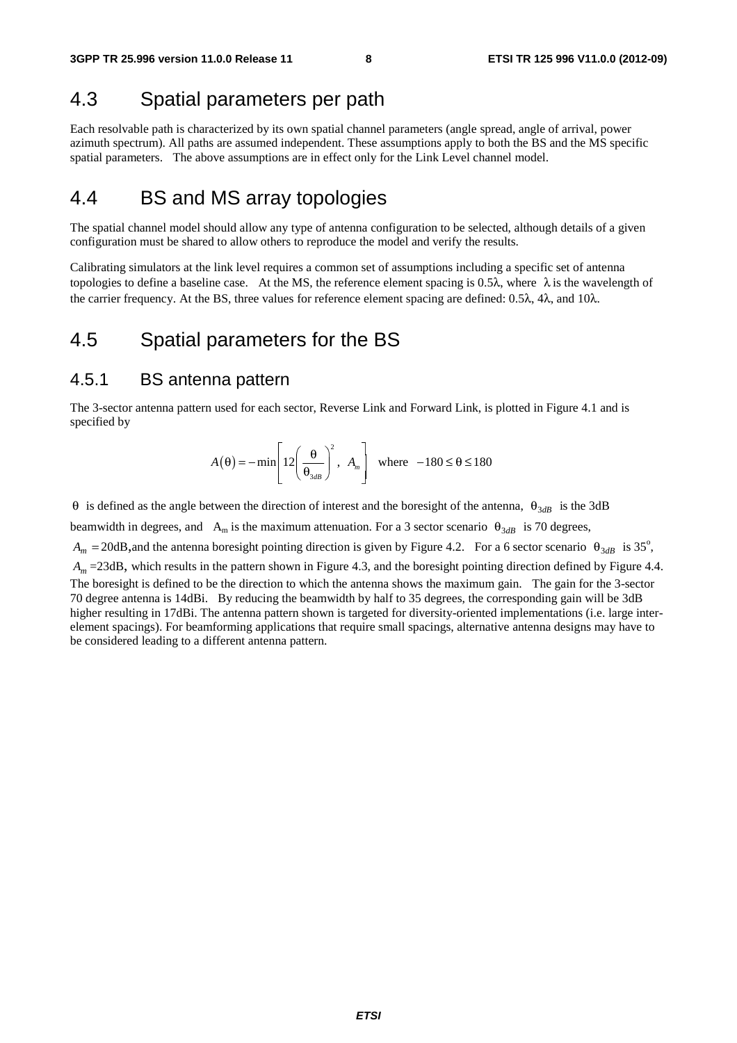## 4.3 Spatial parameters per path

Each resolvable path is characterized by its own spatial channel parameters (angle spread, angle of arrival, power azimuth spectrum). All paths are assumed independent. These assumptions apply to both the BS and the MS specific spatial parameters. The above assumptions are in effect only for the Link Level channel model.

## 4.4 BS and MS array topologies

The spatial channel model should allow any type of antenna configuration to be selected, although details of a given configuration must be shared to allow others to reproduce the model and verify the results.

Calibrating simulators at the link level requires a common set of assumptions including a specific set of antenna topologies to define a baseline case. At the MS, the reference element spacing is 0.5λ, where λ is the wavelength of the carrier frequency. At the BS, three values for reference element spacing are defined: 0.5λ, 4λ, and 10λ.

## 4.5 Spatial parameters for the BS

### 4.5.1 BS antenna pattern

The 3-sector antenna pattern used for each sector, Reverse Link and Forward Link, is plotted in Figure 4.1 and is specified by

$$A(\theta) = -\min\left[12\left(\frac{\theta}{\theta_{3dB}}\right)^2,\ A_m\right] \quad \text{where} \quad -180 \le \theta \le 180$$

$\theta$ is defined as the angle between the direction of interest and the boresight of the antenna, $\theta_{3dB}$ is the 3dB beamwidth in degrees, and $A_m$ is the maximum attenuation. For a 3 sector scenario $\theta_{3dB}$ is 70 degrees, $A_m = 20\text{dB}$, and the antenna boresight pointing direction is given by Figure 4.2. For a 6 sector scenario $\theta_{3dB}$ is $35^{o}$, $A_m = 23\text{dB}$, which results in the pattern shown in Figure 4.3, and the boresight pointing direction defined by Figure 4.4. The boresight is defined to be the direction to which the antenna shows the maximum gain. The gain for the 3-sector 70 degree antenna is 14dBi. By reducing the beamwidth by half to 35 degrees, the corresponding gain will be 3dB higher resulting in 17dBi. The antenna pattern shown is targeted for diversity-oriented implementations (i.e. large inter-element spacings). For beamforming applications that require small spacings, alternative antenna designs may have to be considered leading to a different antenna pattern.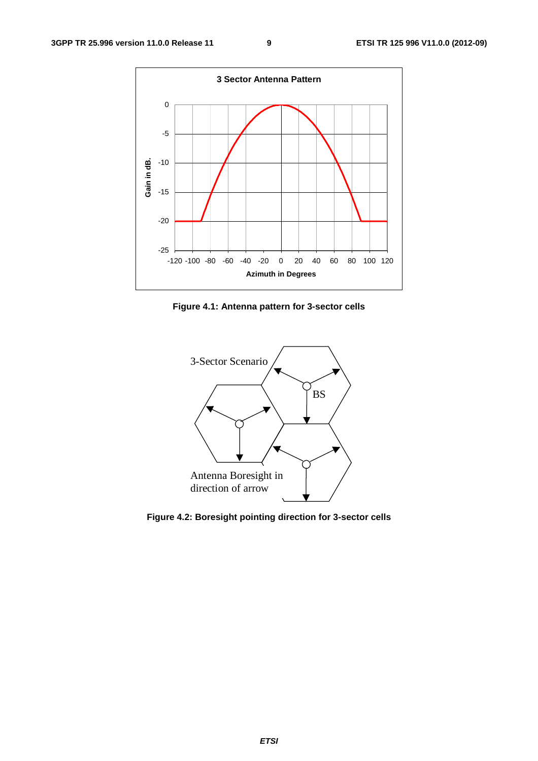Figure 4.1: Antenna pattern for 3-sector cells

Figure 4.2: Boresight pointing direction for 3-sector cells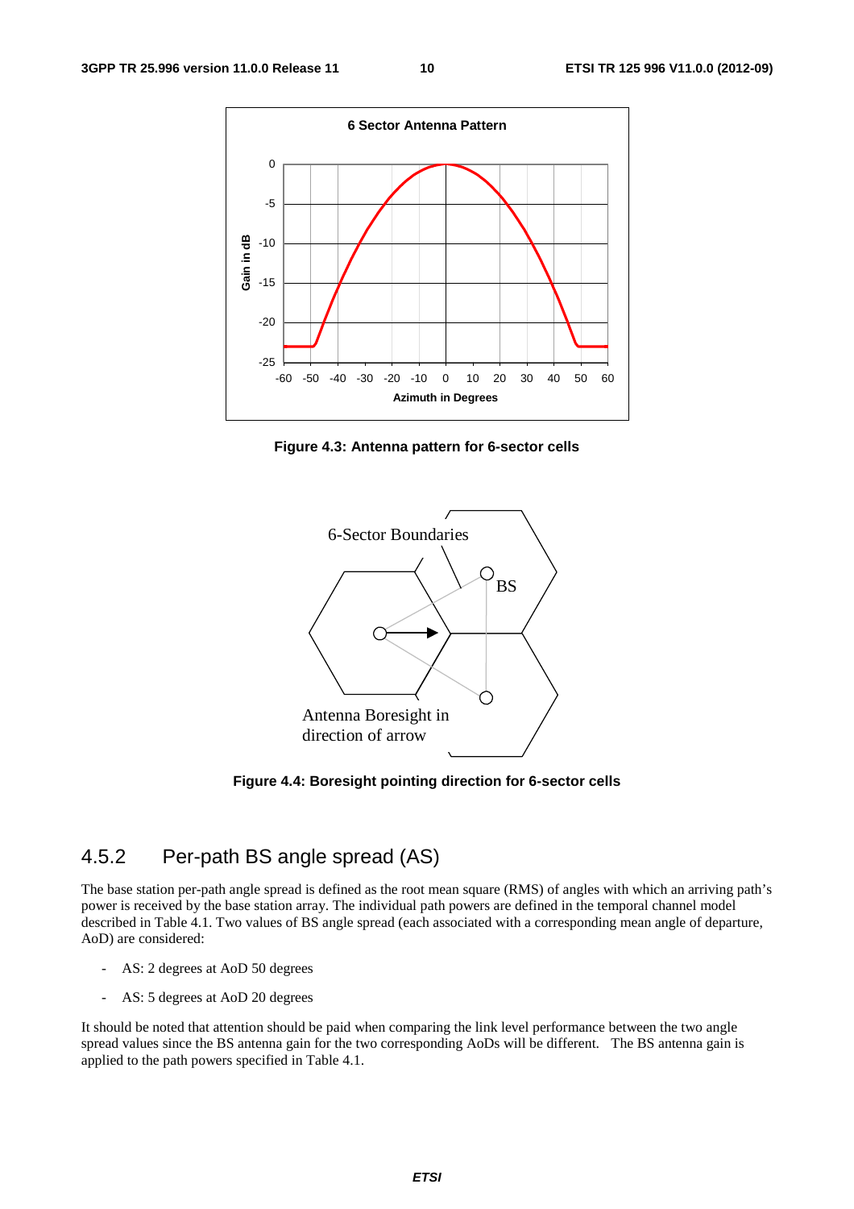Figure 4.3: Antenna pattern for 6-sector cells

Figure 4.4: Boresight pointing direction for 6-sector cells

## 4.5.2 Per-path BS angle spread (AS)

The base station per-path angle spread is defined as the root mean square (RMS) of angles with which an arriving path's power is received by the base station array. The individual path powers are defined in the temporal channel model described in Table 4.1. Two values of BS angle spread (each associated with a corresponding mean angle of departure, AoD) are considered:

- AS: 2 degrees at AoD 50 degrees
- AS: 5 degrees at AoD 20 degrees

It should be noted that attention should be paid when comparing the link level performance between the two angle spread values since the BS antenna gain for the two corresponding AoDs will be different. The BS antenna gain is applied to the path powers specified in Table 4.1.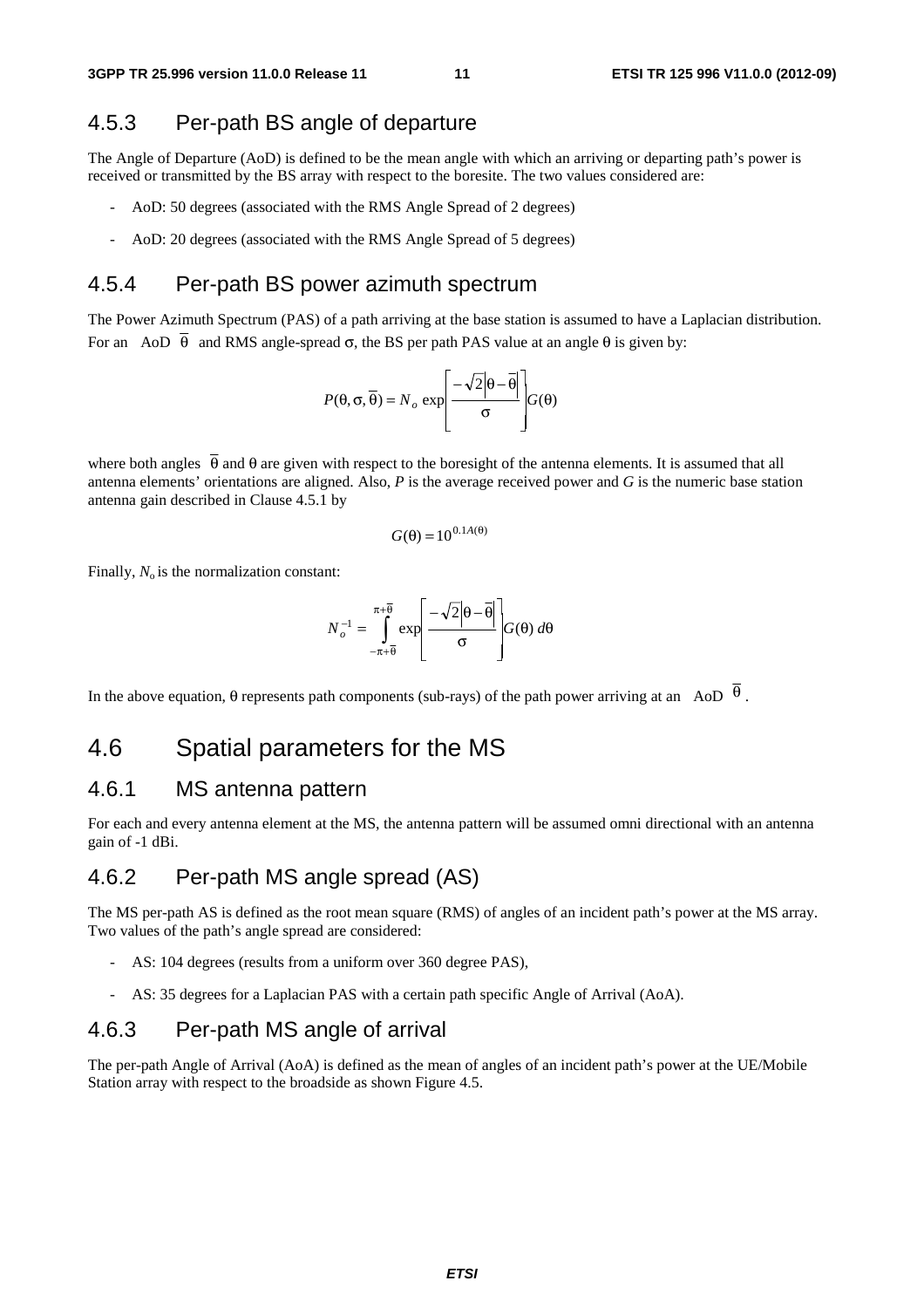### 4.5.3 Per-path BS angle of departure

The Angle of Departure (AoD) is defined to be the mean angle with which an arriving or departing path's power is received or transmitted by the BS array with respect to the boresite. The two values considered are:

- AoD: 50 degrees (associated with the RMS Angle Spread of 2 degrees)
- AoD: 20 degrees (associated with the RMS Angle Spread of 5 degrees)

### 4.5.4 Per-path BS power azimuth spectrum

The Power Azimuth Spectrum (PAS) of a path arriving at the base station is assumed to have a Laplacian distribution. For an AoD $\overline{\theta}$ and RMS angle-spread $\sigma$, the BS per path PAS value at an angle $\theta$ is given by:

$$P(\theta, \sigma, \overline{\theta}) = N_o \exp\left[\frac{-\sqrt{2}\left|\theta - \overline{\theta}\right|}{\sigma}\right] G(\theta)$$

where both angles $\overline{\theta}$ and $\theta$ are given with respect to the boresight of the antenna elements. It is assumed that all antenna elements' orientations are aligned. Also, $P$ is the average received power and $G$ is the numeric base station antenna gain described in Clause 4.5.1 by

$$G(\theta) = 10^{0.1A(\theta)}$$

Finally, $N_o$ is the normalization constant:

$$N_o^{-1} = \int_{-\pi+\overline{\theta}}^{\pi+\overline{\theta}} \exp\left[\frac{-\sqrt{2}\left|\theta - \overline{\theta}\right|}{\sigma}\right] G(\theta)\, d\theta$$

In the above equation, $\theta$ represents path components (sub-rays) of the path power arriving at an AoD $\overline{\theta}$.

## 4.6 Spatial parameters for the MS

### 4.6.1 MS antenna pattern

For each and every antenna element at the MS, the antenna pattern will be assumed omni directional with an antenna gain of -1 dBi.

### 4.6.2 Per-path MS angle spread (AS)

The MS per-path AS is defined as the root mean square (RMS) of angles of an incident path's power at the MS array. Two values of the path's angle spread are considered:

- AS: 104 degrees (results from a uniform over 360 degree PAS),
- AS: 35 degrees for a Laplacian PAS with a certain path specific Angle of Arrival (AoA).

### 4.6.3 Per-path MS angle of arrival

The per-path Angle of Arrival (AoA) is defined as the mean of angles of an incident path's power at the UE/Mobile Station array with respect to the broadside as shown Figure 4.5.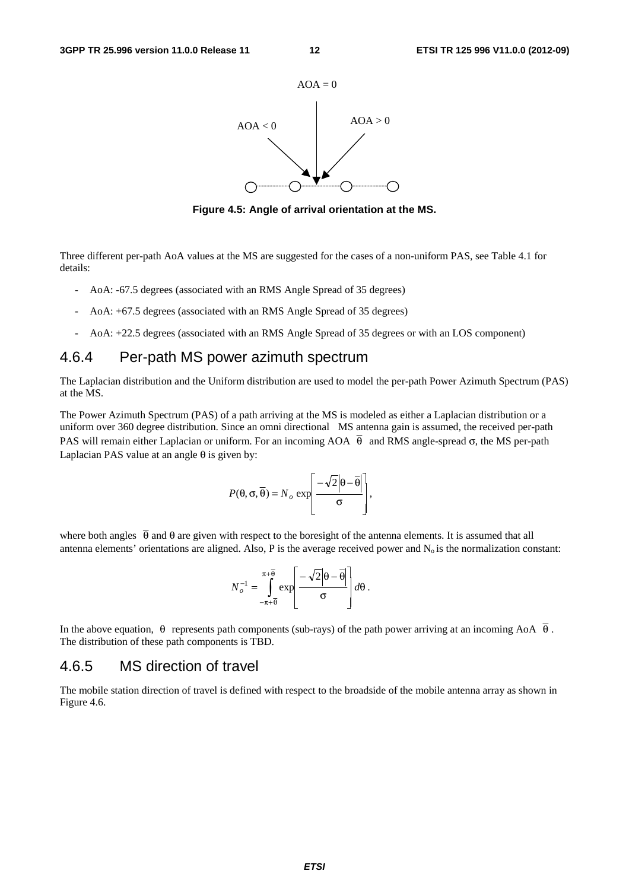Figure 4.5: Angle of arrival orientation at the MS.

Three different per-path AoA values at the MS are suggested for the cases of a non-uniform PAS, see Table 4.1 for details:

- AoA: -67.5 degrees (associated with an RMS Angle Spread of 35 degrees)
- AoA: +67.5 degrees (associated with an RMS Angle Spread of 35 degrees)
- AoA: +22.5 degrees (associated with an RMS Angle Spread of 35 degrees or with an LOS component)

## 4.6.4 Per-path MS power azimuth spectrum

The Laplacian distribution and the Uniform distribution are used to model the per-path Power Azimuth Spectrum (PAS) at the MS.

The Power Azimuth Spectrum (PAS) of a path arriving at the MS is modeled as either a Laplacian distribution or a uniform over 360 degree distribution. Since an omni directional MS antenna gain is assumed, the received per-path PAS will remain either Laplacian or uniform. For an incoming AOA $\overline{\theta}$ and RMS angle-spread $\sigma$, the MS per-path Laplacian PAS value at an angle $\theta$ is given by:

$$P(\theta, \sigma, \overline{\theta}) = N_o \exp\left[\frac{-\sqrt{2}\left|\theta - \overline{\theta}\right|}{\sigma}\right],$$

where both angles $\overline{\theta}$ and $\theta$ are given with respect to the boresight of the antenna elements. It is assumed that all antenna elements' orientations are aligned. Also, P is the average received power and $N_o$ is the normalization constant:

$$N_o^{-1} = \int_{-\pi+\overline{\theta}}^{\pi+\overline{\theta}} \exp\left[\frac{-\sqrt{2}\left|\theta - \overline{\theta}\right|}{\sigma}\right] d\theta .$$

In the above equation, $\theta$ represents path components (sub-rays) of the path power arriving at an incoming AoA $\overline{\theta}$. The distribution of these path components is TBD.

## 4.6.5 MS direction of travel

The mobile station direction of travel is defined with respect to the broadside of the mobile antenna array as shown in Figure 4.6.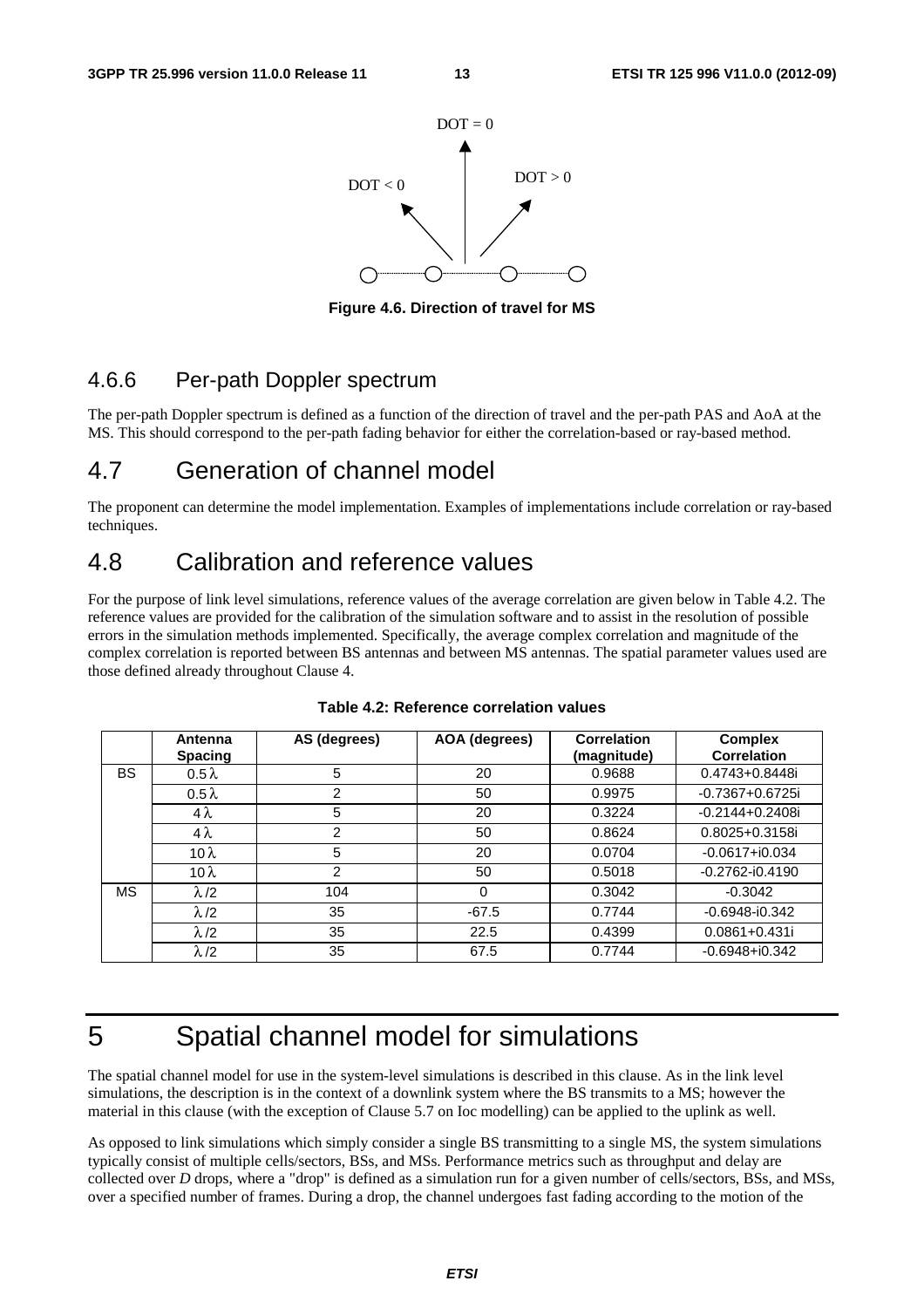DOT = 0

DOT < 0

DOT > 0

**Figure 4.6. Direction of travel for MS**

## 4.6.6 Per-path Doppler spectrum

The per-path Doppler spectrum is defined as a function of the direction of travel and the per-path PAS and AoA at the MS. This should correspond to the per-path fading behavior for either the correlation-based or ray-based method.

# 4.7 Generation of channel model

The proponent can determine the model implementation. Examples of implementations include correlation or ray-based techniques.

# 4.8 Calibration and reference values

For the purpose of link level simulations, reference values of the average correlation are given below in Table 4.2. The reference values are provided for the calibration of the simulation software and to assist in the resolution of possible errors in the simulation methods implemented. Specifically, the average complex correlation and magnitude of the complex correlation is reported between BS antennas and between MS antennas. The spatial parameter values used are those defined already throughout Clause 4.

**Table 4.2: Reference correlation values**

| | Antenna Spacing | AS (degrees) | AOA (degrees) | Correlation (magnitude) | Complex Correlation |
|---|---|---|---|---|---|
| BS | $0.5\lambda$ | 5 | 20 | 0.9688 | 0.4743+0.8448i |
| | $0.5\lambda$ | 2 | 50 | 0.9975 | -0.7367+0.6725i |
| | $4\lambda$ | 5 | 20 | 0.3224 | -0.2144+0.2408i |
| | $4\lambda$ | 2 | 50 | 0.8624 | 0.8025+0.3158i |
| | $10\lambda$ | 5 | 20 | 0.0704 | -0.0617+i0.034 |
| | $10\lambda$ | 2 | 50 | 0.5018 | -0.2762-i0.4190 |
| MS | $\lambda/2$ | 104 | 0 | 0.3042 | -0.3042 |
| | $\lambda/2$ | 35 | -67.5 | 0.7744 | -0.6948-i0.342 |
| | $\lambda/2$ | 35 | 22.5 | 0.4399 | 0.0861+0.431i |
| | $\lambda/2$ | 35 | 67.5 | 0.7744 | -0.6948+i0.342 |

# 5 Spatial channel model for simulations

The spatial channel model for use in the system-level simulations is described in this clause. As in the link level simulations, the description is in the context of a downlink system where the BS transmits to a MS; however the material in this clause (with the exception of Clause 5.7 on Ioc modelling) can be applied to the uplink as well.

As opposed to link simulations which simply consider a single BS transmitting to a single MS, the system simulations typically consist of multiple cells/sectors, BSs, and MSs. Performance metrics such as throughput and delay are collected over *D* drops, where a "drop" is defined as a simulation run for a given number of cells/sectors, BSs, and MSs, over a specified number of frames. During a drop, the channel undergoes fast fading according to the motion of the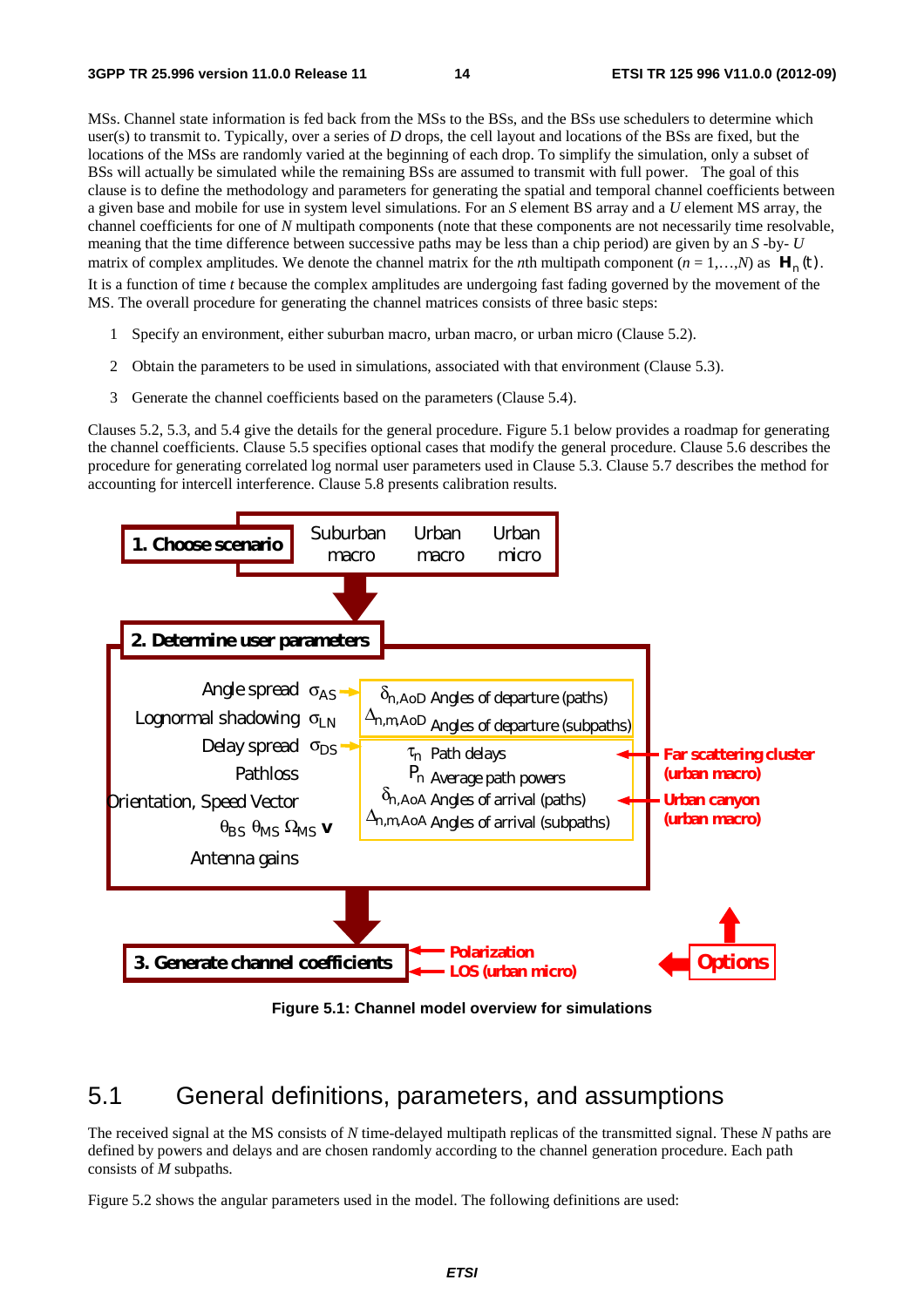MSs. Channel state information is fed back from the MSs to the BSs, and the BSs use schedulers to determine which user(s) to transmit to. Typically, over a series of $D$ drops, the cell layout and locations of the BSs are fixed, but the locations of the MSs are randomly varied at the beginning of each drop. To simplify the simulation, only a subset of BSs will actually be simulated while the remaining BSs are assumed to transmit with full power. The goal of this clause is to define the methodology and parameters for generating the spatial and temporal channel coefficients between a given base and mobile for use in system level simulations. For an $S$ element BS array and a $U$ element MS array, the channel coefficients for one of $N$ multipath components (note that these components are not necessarily time resolvable, meaning that the time difference between successive paths may be less than a chip period) are given by an $S$ -by- $U$ matrix of complex amplitudes. We denote the channel matrix for the $n$th multipath component ($n = 1,\ldots,N$) as $\mathbf{H}_n(t)$. It is a function of time $t$ because the complex amplitudes are undergoing fast fading governed by the movement of the MS. The overall procedure for generating the channel matrices consists of three basic steps:

1 Specify an environment, either suburban macro, urban macro, or urban micro (Clause 5.2).

2 Obtain the parameters to be used in simulations, associated with that environment (Clause 5.3).

3 Generate the channel coefficients based on the parameters (Clause 5.4).

Clauses 5.2, 5.3, and 5.4 give the details for the general procedure. Figure 5.1 below provides a roadmap for generating the channel coefficients. Clause 5.5 specifies optional cases that modify the general procedure. Clause 5.6 describes the procedure for generating correlated log normal user parameters used in Clause 5.3. Clause 5.7 describes the method for accounting for intercell interference. Clause 5.8 presents calibration results.

**1. Choose scenario**: Suburban macro | Urban macro | Urban micro

**2. Determine user parameters**

- Angle spread $\sigma_{AS}$ → $\delta_{n,AoD}$ Angles of departure (paths); $\Delta_{n,m,AoD}$ Angles of departure (subpaths)
- Lognormal shadowing $\sigma_{LN}$
- Delay spread $\sigma_{DS}$ → $\tau_n$ Path delays; $P_n$ Average path powers; $\delta_{n,AoA}$ Angles of arrival (paths); $\Delta_{n,m,AoA}$ Angles of arrival (subpaths)
- Pathloss
- Orientation, Speed Vector $\theta_{BS}$ $\theta_{MS}$ $\Omega_{MS}$ $\mathbf{v}$
- Antenna gains

Options: Far scattering cluster (urban macro); Urban canyon (urban macro)

**3. Generate channel coefficients**

Options: Polarization; LOS (urban micro)

**Figure 5.1: Channel model overview for simulations**

## 5.1 General definitions, parameters, and assumptions

The received signal at the MS consists of $N$ time-delayed multipath replicas of the transmitted signal. These $N$ paths are defined by powers and delays and are chosen randomly according to the channel generation procedure. Each path consists of $M$ subpaths.

Figure 5.2 shows the angular parameters used in the model. The following definitions are used: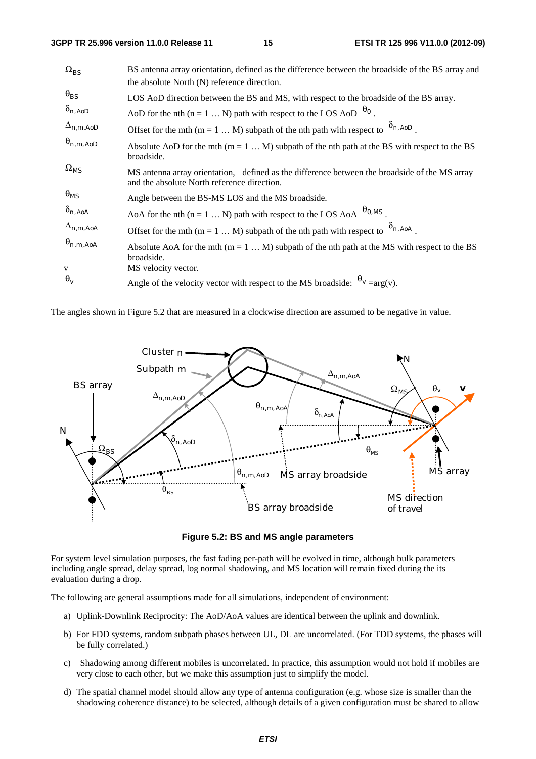| | |
|---|---|
| $\Omega_{BS}$ | BS antenna array orientation, defined as the difference between the broadside of the BS array and the absolute North (N) reference direction. |
| $\theta_{BS}$ | LOS AoD direction between the BS and MS, with respect to the broadside of the BS array. |
| $\delta_{n,AoD}$ | AoD for the nth (n = 1 … N) path with respect to the LOS AoD $\theta_0$. |
| $\Delta_{n,m,AoD}$ | Offset for the mth (m = 1 … M) subpath of the nth path with respect to $\delta_{n,AoD}$. |
| $\theta_{n,m,AoD}$ | Absolute AoD for the mth (m = 1 … M) subpath of the nth path at the BS with respect to the BS broadside. |
| $\Omega_{MS}$ | MS antenna array orientation, defined as the difference between the broadside of the MS array and the absolute North reference direction. |
| $\theta_{MS}$ | Angle between the BS-MS LOS and the MS broadside. |
| $\delta_{n,AoA}$ | AoA for the nth (n = 1 … N) path with respect to the LOS AoA $\theta_{0,MS}$. |
| $\Delta_{n,m,AoA}$ | Offset for the mth (m = 1 … M) subpath of the nth path with respect to $\delta_{n,AoA}$. |
| $\theta_{n,m,AoA}$ | Absolute AoA for the mth (m = 1 … M) subpath of the nth path at the MS with respect to the BS broadside. |
| v | MS velocity vector. |
| $\theta_v$ | Angle of the velocity vector with respect to the MS broadside: $\theta_v$ =arg(v). |

The angles shown in Figure 5.2 that are measured in a clockwise direction are assumed to be negative in value.

**Figure 5.2: BS and MS angle parameters**

For system level simulation purposes, the fast fading per-path will be evolved in time, although bulk parameters including angle spread, delay spread, log normal shadowing, and MS location will remain fixed during the its evaluation during a drop.

The following are general assumptions made for all simulations, independent of environment:

a) Uplink-Downlink Reciprocity: The AoD/AoA values are identical between the uplink and downlink.

b) For FDD systems, random subpath phases between UL, DL are uncorrelated. (For TDD systems, the phases will be fully correlated.)

c) Shadowing among different mobiles is uncorrelated. In practice, this assumption would not hold if mobiles are very close to each other, but we make this assumption just to simplify the model.

d) The spatial channel model should allow any type of antenna configuration (e.g. whose size is smaller than the shadowing coherence distance) to be selected, although details of a given configuration must be shared to allow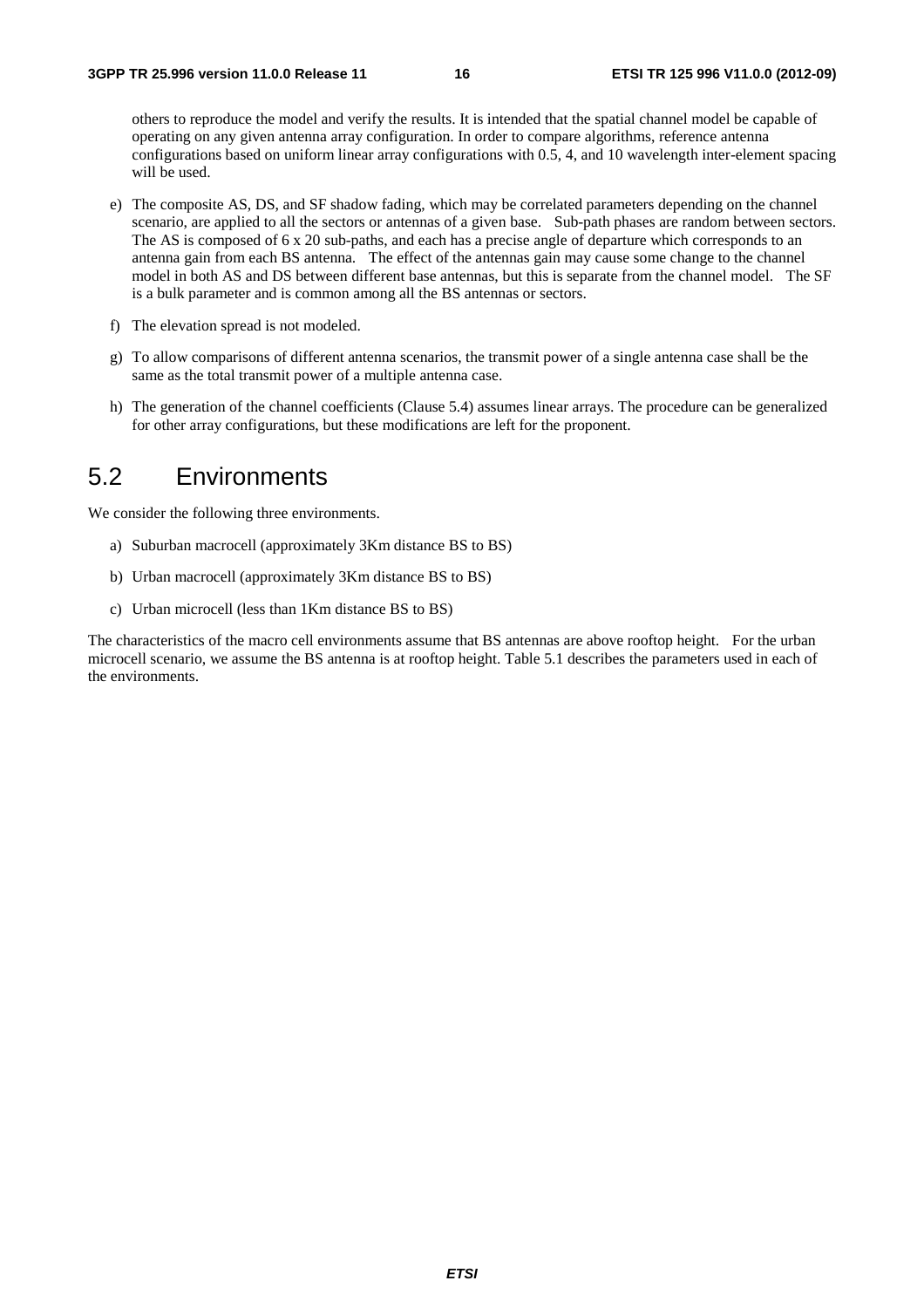others to reproduce the model and verify the results. It is intended that the spatial channel model be capable of operating on any given antenna array configuration. In order to compare algorithms, reference antenna configurations based on uniform linear array configurations with 0.5, 4, and 10 wavelength inter-element spacing will be used.

e) The composite AS, DS, and SF shadow fading, which may be correlated parameters depending on the channel scenario, are applied to all the sectors or antennas of a given base. Sub-path phases are random between sectors. The AS is composed of 6 x 20 sub-paths, and each has a precise angle of departure which corresponds to an antenna gain from each BS antenna. The effect of the antennas gain may cause some change to the channel model in both AS and DS between different base antennas, but this is separate from the channel model. The SF is a bulk parameter and is common among all the BS antennas or sectors.

f) The elevation spread is not modeled.

g) To allow comparisons of different antenna scenarios, the transmit power of a single antenna case shall be the same as the total transmit power of a multiple antenna case.

h) The generation of the channel coefficients (Clause 5.4) assumes linear arrays. The procedure can be generalized for other array configurations, but these modifications are left for the proponent.

# 5.2 Environments

We consider the following three environments.

a) Suburban macrocell (approximately 3Km distance BS to BS)

b) Urban macrocell (approximately 3Km distance BS to BS)

c) Urban microcell (less than 1Km distance BS to BS)

The characteristics of the macro cell environments assume that BS antennas are above rooftop height. For the urban microcell scenario, we assume the BS antenna is at rooftop height. Table 5.1 describes the parameters used in each of the environments.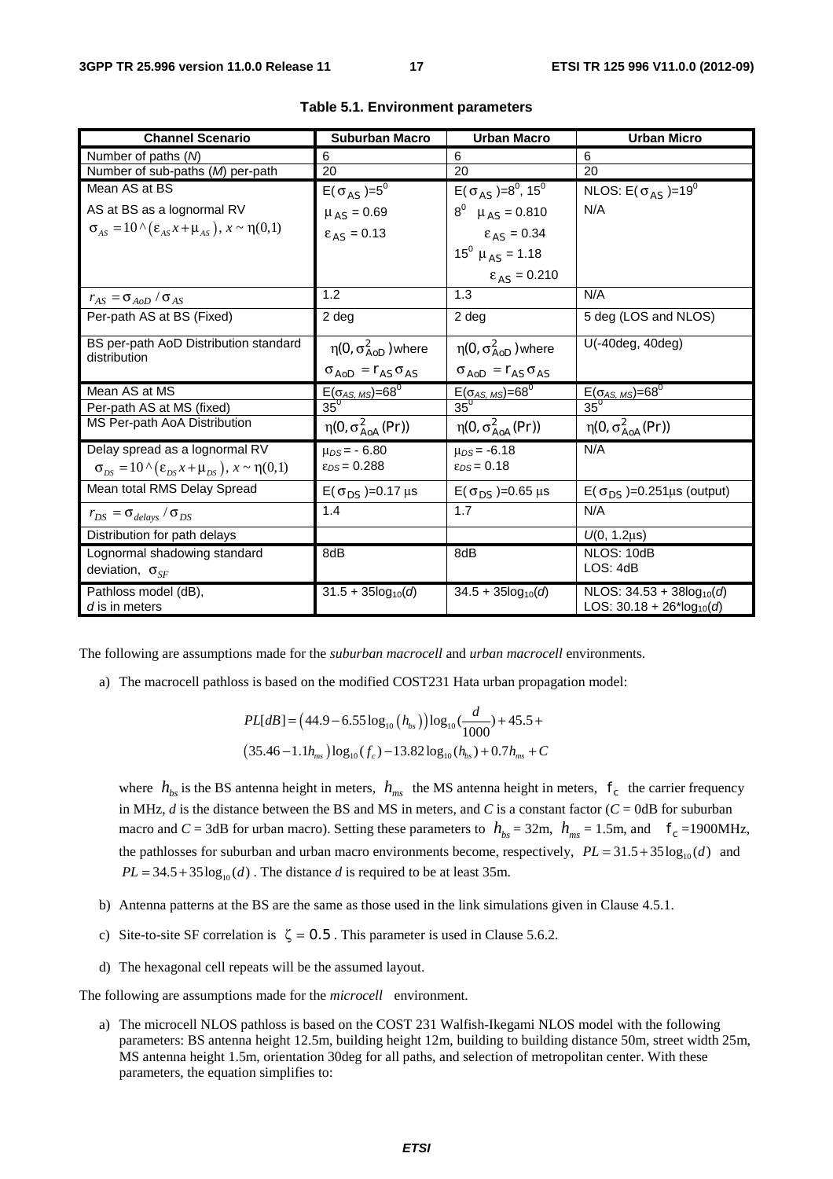**Table 5.1. Environment parameters**

| Channel Scenario | Suburban Macro | Urban Macro | Urban Micro |
|---|---|---|---|
| Number of paths ($N$) | 6 | 6 | 6 |
| Number of sub-paths ($M$) per-path | 20 | 20 | 20 |
| Mean AS at BS<br>AS at BS as a lognormal RV<br>$\sigma_{AS} = 10 \wedge (\varepsilon_{AS} x + \mu_{AS})$, $x \sim \eta(0,1)$ | $E(\sigma_{AS})=5^0$<br>$\mu_{AS} = 0.69$<br>$\varepsilon_{AS} = 0.13$ | $E(\sigma_{AS})=8^0, 15^0$<br>$8^0$ $\mu_{AS} = 0.810$<br>$\varepsilon_{AS} = 0.34$<br>$15^0$ $\mu_{AS} = 1.18$<br>$\varepsilon_{AS} = 0.210$ | NLOS: $E(\sigma_{AS})=19^0$<br>N/A |
| $r_{AS} = \sigma_{AoD} / \sigma_{AS}$ | 1.2 | 1.3 | N/A |
| Per-path AS at BS (Fixed) | 2 deg | 2 deg | 5 deg (LOS and NLOS) |
| BS per-path AoD Distribution standard distribution | $\eta(0, \sigma_{AoD}^2)$ where $\sigma_{AoD} = r_{AS}\sigma_{AS}$ | $\eta(0, \sigma_{AoD}^2)$ where $\sigma_{AoD} = r_{AS}\sigma_{AS}$ | U(-40deg, 40deg) |
| Mean AS at MS | $E(\sigma_{AS,\,MS})=68^0$ | $E(\sigma_{AS,\,MS})=68^0$ | $E(\sigma_{AS,\,MS})=68^0$ |
| Per-path AS at MS (fixed) | $35^0$ | $35^0$ | $35^0$ |
| MS Per-path AoA Distribution | $\eta(0, \sigma_{AoA}^2(\text{Pr}))$ | $\eta(0, \sigma_{AoA}^2(\text{Pr}))$ | $\eta(0, \sigma_{AoA}^2(\text{Pr}))$ |
| Delay spread as a lognormal RV<br>$\sigma_{DS} = 10 \wedge (\varepsilon_{DS} x + \mu_{DS})$, $x \sim \eta(0,1)$ | $\mu_{DS} = -6.80$<br>$\varepsilon_{DS} = 0.288$ | $\mu_{DS} = -6.18$<br>$\varepsilon_{DS} = 0.18$ | N/A |
| Mean total RMS Delay Spread | $E(\sigma_{DS})=0.17$ µs | $E(\sigma_{DS})=0.65$ µs | $E(\sigma_{DS})=0.251$µs (output) |
| $r_{DS} = \sigma_{delays} / \sigma_{DS}$ | 1.4 | 1.7 | N/A |
| Distribution for path delays | | | $U$(0, 1.2µs) |
| Lognormal shadowing standard deviation, $\sigma_{SF}$ | 8dB | 8dB | NLOS: 10dB<br>LOS: 4dB |
| Pathloss model (dB),<br>$d$ is in meters | $31.5 + 35\log_{10}(d)$ | $34.5 + 35\log_{10}(d)$ | NLOS: $34.53 + 38\log_{10}(d)$<br>LOS: $30.18 + 26*\log_{10}(d)$ |

The following are assumptions made for the *suburban macrocell* and *urban macrocell* environments.

a) The macrocell pathloss is based on the modified COST231 Hata urban propagation model:

$$PL[dB] = \left(44.9 - 6.55\log_{10}(h_{bs})\right)\log_{10}\left(\frac{d}{1000}\right) + 45.5 +$$
$$\left(35.46 - 1.1h_{ms}\right)\log_{10}(f_c) - 13.82\log_{10}(h_{bs}) + 0.7h_{ms} + C$$

where $h_{bs}$ is the BS antenna height in meters, $h_{ms}$ the MS antenna height in meters, $f_c$ the carrier frequency in MHz, $d$ is the distance between the BS and MS in meters, and $C$ is a constant factor ($C$ = 0dB for suburban macro and $C$ = 3dB for urban macro). Setting these parameters to $h_{bs}$ = 32m, $h_{ms}$ = 1.5m, and $f_c$ =1900MHz, the pathlosses for suburban and urban macro environments become, respectively, $PL = 31.5 + 35\log_{10}(d)$ and $PL = 34.5 + 35\log_{10}(d)$. The distance $d$ is required to be at least 35m.

b) Antenna patterns at the BS are the same as those used in the link simulations given in Clause 4.5.1.

c) Site-to-site SF correlation is $\zeta = 0.5$. This parameter is used in Clause 5.6.2.

d) The hexagonal cell repeats will be the assumed layout.

The following are assumptions made for the *microcell* environment.

a) The microcell NLOS pathloss is based on the COST 231 Walfish-Ikegami NLOS model with the following parameters: BS antenna height 12.5m, building height 12m, building to building distance 50m, street width 25m, MS antenna height 1.5m, orientation 30deg for all paths, and selection of metropolitan center. With these parameters, the equation simplifies to: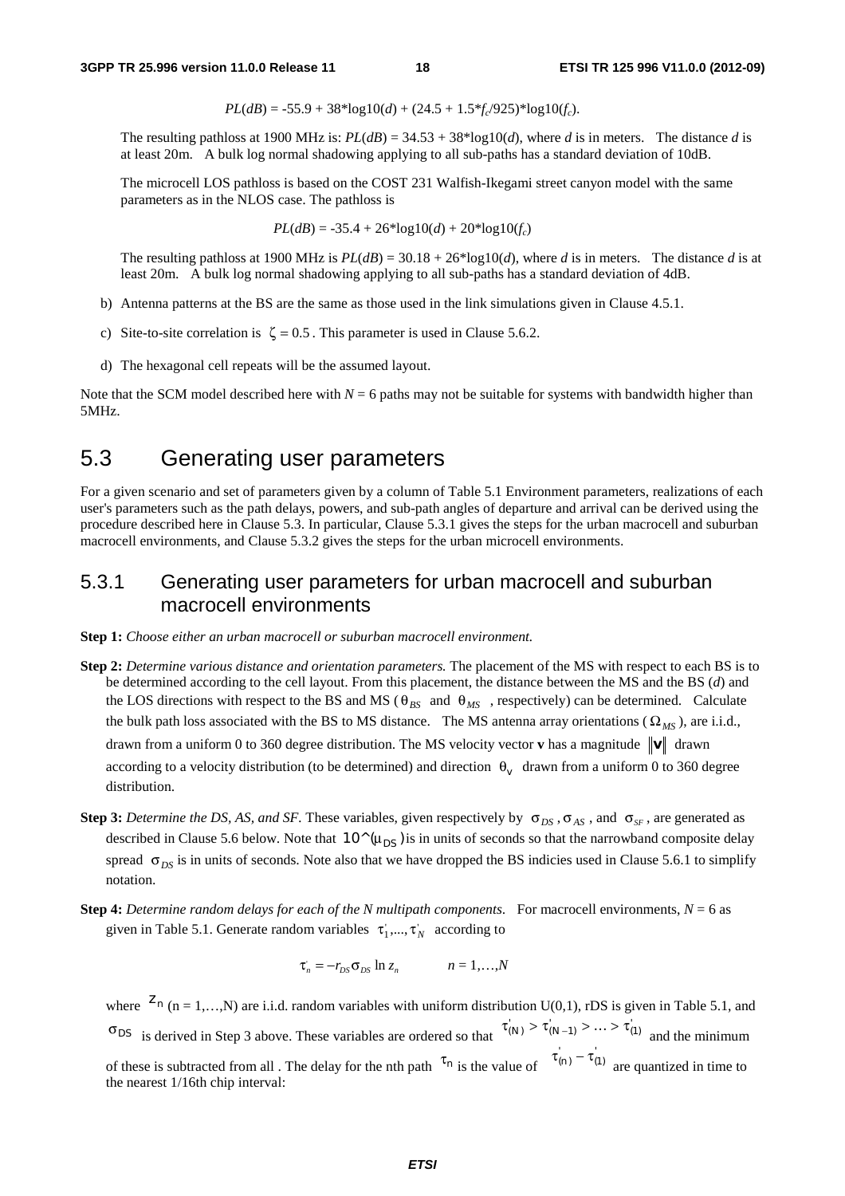$PL(dB) = -55.9 + 38*\log10(d) + (24.5 + 1.5*f_c/925)*\log10(f_c)$.

The resulting pathloss at 1900 MHz is: $PL(dB) = 34.53 + 38*\log10(d)$, where $d$ is in meters. The distance $d$ is at least 20m. A bulk log normal shadowing applying to all sub-paths has a standard deviation of 10dB.

The microcell LOS pathloss is based on the COST 231 Walfish-Ikegami street canyon model with the same parameters as in the NLOS case. The pathloss is

$$PL(dB) = -35.4 + 26*\log10(d) + 20*\log10(f_c)$$

The resulting pathloss at 1900 MHz is $PL(dB) = 30.18 + 26*\log10(d)$, where $d$ is in meters. The distance $d$ is at least 20m. A bulk log normal shadowing applying to all sub-paths has a standard deviation of 4dB.

b) Antenna patterns at the BS are the same as those used in the link simulations given in Clause 4.5.1.

c) Site-to-site correlation is $\zeta = 0.5$. This parameter is used in Clause 5.6.2.

d) The hexagonal cell repeats will be the assumed layout.

Note that the SCM model described here with $N = 6$ paths may not be suitable for systems with bandwidth higher than 5MHz.

# 5.3 Generating user parameters

For a given scenario and set of parameters given by a column of Table 5.1 Environment parameters, realizations of each user's parameters such as the path delays, powers, and sub-path angles of departure and arrival can be derived using the procedure described here in Clause 5.3. In particular, Clause 5.3.1 gives the steps for the urban macrocell and suburban macrocell environments, and Clause 5.3.2 gives the steps for the urban microcell environments.

## 5.3.1 Generating user parameters for urban macrocell and suburban macrocell environments

**Step 1:** *Choose either an urban macrocell or suburban macrocell environment.*

**Step 2:** *Determine various distance and orientation parameters.* The placement of the MS with respect to each BS is to be determined according to the cell layout. From this placement, the distance between the MS and the BS ($d$) and the LOS directions with respect to the BS and MS ($\theta_{BS}$ and $\theta_{MS}$, respectively) can be determined. Calculate the bulk path loss associated with the BS to MS distance. The MS antenna array orientations ($\Omega_{MS}$), are i.i.d., drawn from a uniform 0 to 360 degree distribution. The MS velocity vector **v** has a magnitude $\|\mathbf{v}\|$ drawn according to a velocity distribution (to be determined) and direction $\theta_v$ drawn from a uniform 0 to 360 degree distribution.

**Step 3:** *Determine the DS, AS, and SF.* These variables, given respectively by $\sigma_{DS}$, $\sigma_{AS}$, and $\sigma_{SF}$, are generated as described in Clause 5.6 below. Note that $10\hat{}(\mu_{DS})$ is in units of seconds so that the narrowband composite delay spread $\sigma_{DS}$ is in units of seconds. Note also that we have dropped the BS indicies used in Clause 5.6.1 to simplify notation.

**Step 4:** *Determine random delays for each of the N multipath components.* For macrocell environments, $N = 6$ as given in Table 5.1. Generate random variables $\tau'_1,...,\tau'_N$ according to

$$\tau'_n = -r_{DS}\sigma_{DS}\ln z_n \qquad n = 1,\ldots,N$$

where $z_n$ (n = 1,…,N) are i.i.d. random variables with uniform distribution U(0,1), rDS is given in Table 5.1, and $\sigma_{DS}$ is derived in Step 3 above. These variables are ordered so that $\tau'_{(N)} > \tau'_{(N-1)} > \ldots > \tau'_{(1)}$ and the minimum of these is subtracted from all . The delay for the nth path $\tau_n$ is the value of $\tau'_{(n)} - \tau'_{(1)}$ are quantized in time to the nearest 1/16th chip interval: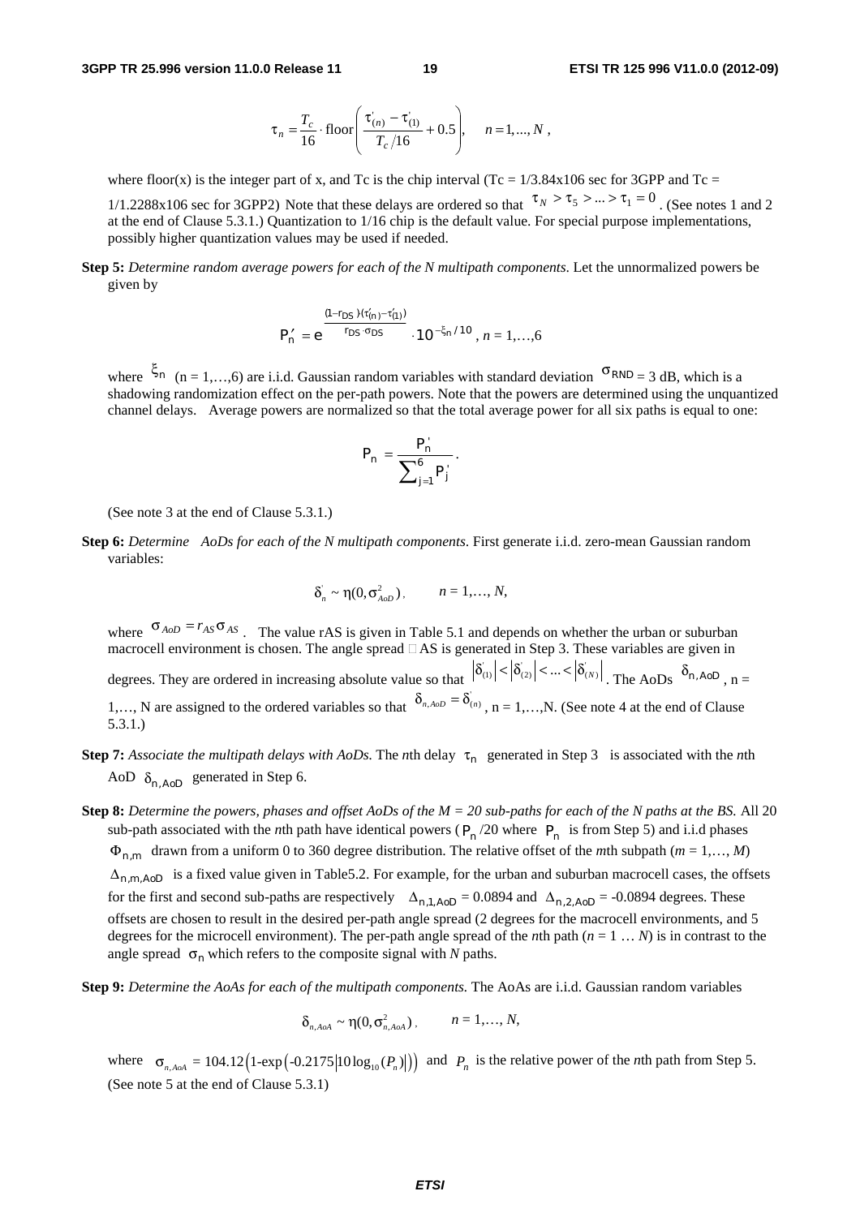$$\tau_n = \frac{T_c}{16} \cdot \text{floor}\left( \frac{\tau'_{(n)} - \tau'_{(1)}}{T_c/16} + 0.5 \right), \quad n = 1, ..., N,$$

where floor(x) is the integer part of x, and Tc is the chip interval (Tc = 1/3.84x106 sec for 3GPP and Tc = 1/1.2288x106 sec for 3GPP2) Note that these delays are ordered so that $\tau_N > \tau_5 > ... > \tau_1 = 0$. (See notes 1 and 2 at the end of Clause 5.3.1.) Quantization to 1/16 chip is the default value. For special purpose implementations, possibly higher quantization values may be used if needed.

**Step 5:** *Determine random average powers for each of the N multipath components.* Let the unnormalized powers be given by

$$P'_n = e^{\frac{(1-r_{DS})(\tau'_{(n)}-\tau'_{(1)})}{r_{DS}\cdot\sigma_{DS}}} \cdot 10^{-\xi_n/10}, \; n = 1,\ldots,6$$

where $\xi_n$ (n = 1,…,6) are i.i.d. Gaussian random variables with standard deviation $\sigma_{RND}$ = 3 dB, which is a shadowing randomization effect on the per-path powers. Note that the powers are determined using the unquantized channel delays. Average powers are normalized so that the total average power for all six paths is equal to one:

$$P_n = \frac{P'_n}{\sum_{j=1}^{6} P'_j}.$$

(See note 3 at the end of Clause 5.3.1.)

**Step 6:** *Determine AoDs for each of the N multipath components.* First generate i.i.d. zero-mean Gaussian random variables:

$$\delta'_n \sim \eta(0, \sigma^2_{AoD}), \qquad n = 1,\ldots, N,$$

where $\sigma_{AoD} = r_{AS}\sigma_{AS}$. The value rAS is given in Table 5.1 and depends on whether the urban or suburban macrocell environment is chosen. The angle spread $\sigma_{AS}$ is generated in Step 3. These variables are given in degrees. They are ordered in increasing absolute value so that $|\delta'_{(1)}| < |\delta'_{(2)}| < ... < |\delta'_{(N)}|$. The AoDs $\delta_{n,AoD}$, n = 1,…, N are assigned to the ordered variables so that $\delta_{n,AoD} = \delta'_{(n)}$, n = 1,…,N. (See note 4 at the end of Clause 5.3.1.)

**Step 7:** *Associate the multipath delays with AoDs.* The *n*th delay $\tau_n$ generated in Step 3 is associated with the *n*th AoD $\delta_{n,AoD}$ generated in Step 6.

**Step 8:** *Determine the powers, phases and offset AoDs of the M = 20 sub-paths for each of the N paths at the BS.* All 20 sub-path associated with the *n*th path have identical powers ($P_n$/20 where $P_n$ is from Step 5) and i.i.d phases $\Phi_{n,m}$ drawn from a uniform 0 to 360 degree distribution. The relative offset of the *m*th subpath (*m* = 1,…, *M*) $\Delta_{n,m,AoD}$ is a fixed value given in Table5.2. For example, for the urban and suburban macrocell cases, the offsets for the first and second sub-paths are respectively $\Delta_{n,1,AoD}$ = 0.0894 and $\Delta_{n,2,AoD}$ = -0.0894 degrees. These offsets are chosen to result in the desired per-path angle spread (2 degrees for the macrocell environments, and 5 degrees for the microcell environment). The per-path angle spread of the *n*th path (*n* = 1 … *N*) is in contrast to the angle spread $\sigma_n$ which refers to the composite signal with *N* paths.

**Step 9:** *Determine the AoAs for each of the multipath components.* The AoAs are i.i.d. Gaussian random variables

$$\delta_{n,AoA} \sim \eta(0, \sigma^2_{n,AoA}), \qquad n = 1,\ldots, N,$$

where $\sigma_{n,AoA} = 104.12\left(1\text{-}\exp\left(-0.2175\left|10\log_{10}(P_n)\right|\right)\right)$ and $P_n$ is the relative power of the *n*th path from Step 5. (See note 5 at the end of Clause 5.3.1)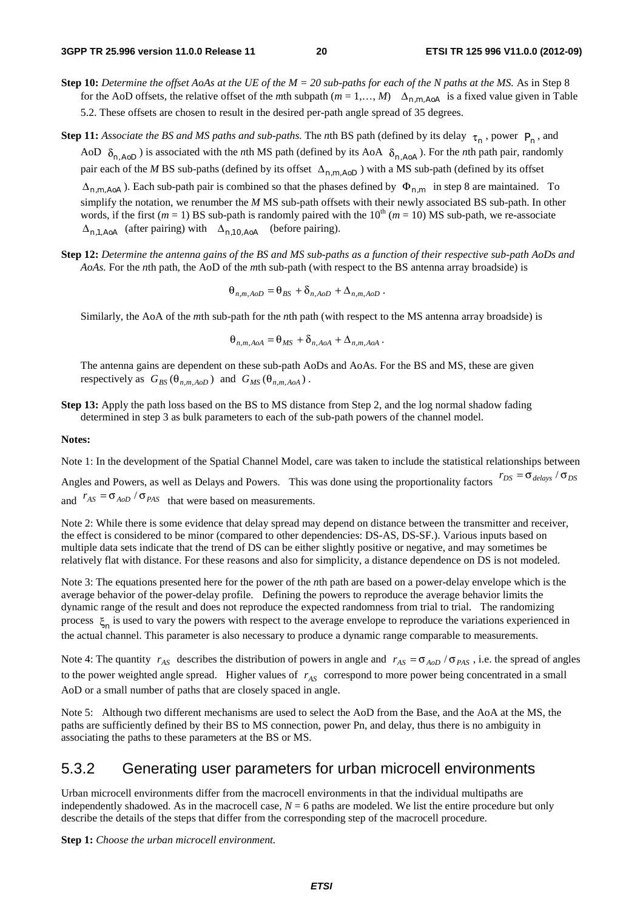**Step 10:** *Determine the offset AoAs at the UE of the M = 20 sub-paths for each of the N paths at the MS.* As in Step 8 for the AoD offsets, the relative offset of the *m*th subpath ($m = 1,\ldots, M$) $\Delta_{n,m,AoA}$ is a fixed value given in Table 5.2. These offsets are chosen to result in the desired per-path angle spread of 35 degrees.

**Step 11:** *Associate the BS and MS paths and sub-paths.* The *n*th BS path (defined by its delay $\tau_n$, power $P_n$, and AoD $\delta_{n,AoD}$) is associated with the *n*th MS path (defined by its AoA $\delta_{n,AoA}$). For the *n*th path pair, randomly pair each of the *M* BS sub-paths (defined by its offset $\Delta_{n,m,AoD}$) with a MS sub-path (defined by its offset $\Delta_{n,m,AoA}$). Each sub-path pair is combined so that the phases defined by $\Phi_{n,m}$ in step 8 are maintained. To simplify the notation, we renumber the *M* MS sub-path offsets with their newly associated BS sub-path. In other words, if the first ($m = 1$) BS sub-path is randomly paired with the 10th ($m = 10$) MS sub-path, we re-associate $\Delta_{n,1,AoA}$ (after pairing) with $\Delta_{n,10,AoA}$ (before pairing).

**Step 12:** *Determine the antenna gains of the BS and MS sub-paths as a function of their respective sub-path AoDs and AoAs.* For the *n*th path, the AoD of the *m*th sub-path (with respect to the BS antenna array broadside) is

$$\theta_{n,m,AoD} = \theta_{BS} + \delta_{n,AoD} + \Delta_{n,m,AoD}.$$

Similarly, the AoA of the *m*th sub-path for the *n*th path (with respect to the MS antenna array broadside) is

$$\theta_{n,m,AoA} = \theta_{MS} + \delta_{n,AoA} + \Delta_{n,m,AoA}.$$

The antenna gains are dependent on these sub-path AoDs and AoAs. For the BS and MS, these are given respectively as $G_{BS}(\theta_{n,m,AoD})$ and $G_{MS}(\theta_{n,m,AoA})$.

**Step 13:** Apply the path loss based on the BS to MS distance from Step 2, and the log normal shadow fading determined in step 3 as bulk parameters to each of the sub-path powers of the channel model.

**Notes:**

Note 1: In the development of the Spatial Channel Model, care was taken to include the statistical relationships between Angles and Powers, as well as Delays and Powers. This was done using the proportionality factors $r_{DS} = \sigma_{delays} / \sigma_{DS}$ and $r_{AS} = \sigma_{AoD} / \sigma_{PAS}$ that were based on measurements.

Note 2: While there is some evidence that delay spread may depend on distance between the transmitter and receiver, the effect is considered to be minor (compared to other dependencies: DS-AS, DS-SF.). Various inputs based on multiple data sets indicate that the trend of DS can be either slightly positive or negative, and may sometimes be relatively flat with distance. For these reasons and also for simplicity, a distance dependence on DS is not modeled.

Note 3: The equations presented here for the power of the *n*th path are based on a power-delay envelope which is the average behavior of the power-delay profile. Defining the powers to reproduce the average behavior limits the dynamic range of the result and does not reproduce the expected randomness from trial to trial. The randomizing process $\xi_n$ is used to vary the powers with respect to the average envelope to reproduce the variations experienced in the actual channel. This parameter is also necessary to produce a dynamic range comparable to measurements.

Note 4: The quantity $r_{AS}$ describes the distribution of powers in angle and $r_{AS} = \sigma_{AoD} / \sigma_{PAS}$, i.e. the spread of angles to the power weighted angle spread. Higher values of $r_{AS}$ correspond to more power being concentrated in a small AoD or a small number of paths that are closely spaced in angle.

Note 5: Although two different mechanisms are used to select the AoD from the Base, and the AoA at the MS, the paths are sufficiently defined by their BS to MS connection, power Pn, and delay, thus there is no ambiguity in associating the paths to these parameters at the BS or MS.

## 5.3.2 Generating user parameters for urban microcell environments

Urban microcell environments differ from the macrocell environments in that the individual multipaths are independently shadowed. As in the macrocell case, $N = 6$ paths are modeled. We list the entire procedure but only describe the details of the steps that differ from the corresponding step of the macrocell procedure.

**Step 1:** *Choose the urban microcell environment.*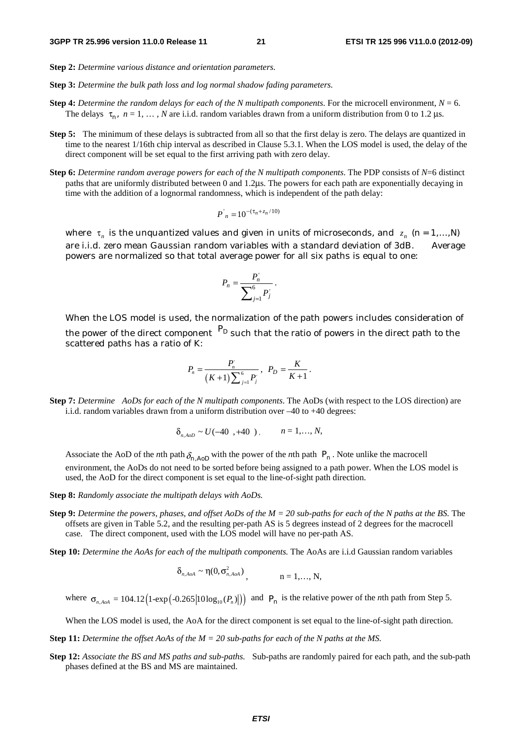**Step 2:** *Determine various distance and orientation parameters.*

**Step 3:** *Determine the bulk path loss and log normal shadow fading parameters.*

**Step 4:** *Determine the random delays for each of the N multipath components*. For the microcell environment, $N = 6$. The delays $\tau_n$, $n = 1, \ldots, N$ are i.i.d. random variables drawn from a uniform distribution from 0 to 1.2 µs.

**Step 5:** The minimum of these delays is subtracted from all so that the first delay is zero. The delays are quantized in time to the nearest 1/16th chip interval as described in Clause 5.3.1. When the LOS model is used, the delay of the direct component will be set equal to the first arriving path with zero delay.

**Step 6:** *Determine random average powers for each of the N multipath components*. The PDP consists of $N$=6 distinct paths that are uniformly distributed between 0 and 1.2µs. The powers for each path are exponentially decaying in time with the addition of a lognormal randomness, which is independent of the path delay:

$$P'_n = 10^{-(\tau_n + z_n/10)}$$

where $\tau_n$ is the unquantized values and given in units of microseconds, and $z_n$ (n = 1,…,N) are i.i.d. zero mean Gaussian random variables with a standard deviation of 3dB. Average powers are normalized so that total average power for all six paths is equal to one:

$$P_n = \frac{P'_n}{\sum_{j=1}^{6} P'_j}.$$

When the LOS model is used, the normalization of the path powers includes consideration of the power of the direct component $P_D$ such that the ratio of powers in the direct path to the scattered paths has a ratio of K:

$$P_n = \frac{P'_n}{(K+1)\sum_{j=1}^{6} P'_j}, \quad P_D = \frac{K}{K+1}.$$

**Step 7:** *Determine AoDs for each of the N multipath components*. The AoDs (with respect to the LOS direction) are i.i.d. random variables drawn from a uniform distribution over –40 to +40 degrees:

$$\delta_{n,AoD} \sim U(-40 \ , +40 \ ), \qquad n = 1,\ldots, N,$$

Associate the AoD of the *n*th path $\delta_{n,AoD}$ with the power of the *n*th path $P_n$. Note unlike the macrocell environment, the AoDs do not need to be sorted before being assigned to a path power. When the LOS model is used, the AoD for the direct component is set equal to the line-of-sight path direction.

**Step 8:** *Randomly associate the multipath delays with AoDs.*

**Step 9:** *Determine the powers, phases, and offset AoDs of the M = 20 sub-paths for each of the N paths at the BS.* The offsets are given in Table 5.2, and the resulting per-path AS is 5 degrees instead of 2 degrees for the macrocell case. The direct component, used with the LOS model will have no per-path AS.

**Step 10:** *Determine the AoAs for each of the multipath components.* The AoAs are i.i.d Gaussian random variables

$$\delta_{n,AoA} \sim \eta(0, \sigma^2_{n,AoA}), \qquad n = 1,\ldots, N,$$

where $\sigma_{n,AoA} = 104.12\left(1\text{-}\exp\left(\text{-}0.265\left|10\log_{10}(P_n)\right|\right)\right)$ and $P_n$ is the relative power of the *n*th path from Step 5.

When the LOS model is used, the AoA for the direct component is set equal to the line-of-sight path direction.

**Step 11:** *Determine the offset AoAs of the M = 20 sub-paths for each of the N paths at the MS.*

**Step 12:** *Associate the BS and MS paths and sub-paths.* Sub-paths are randomly paired for each path, and the sub-path phases defined at the BS and MS are maintained.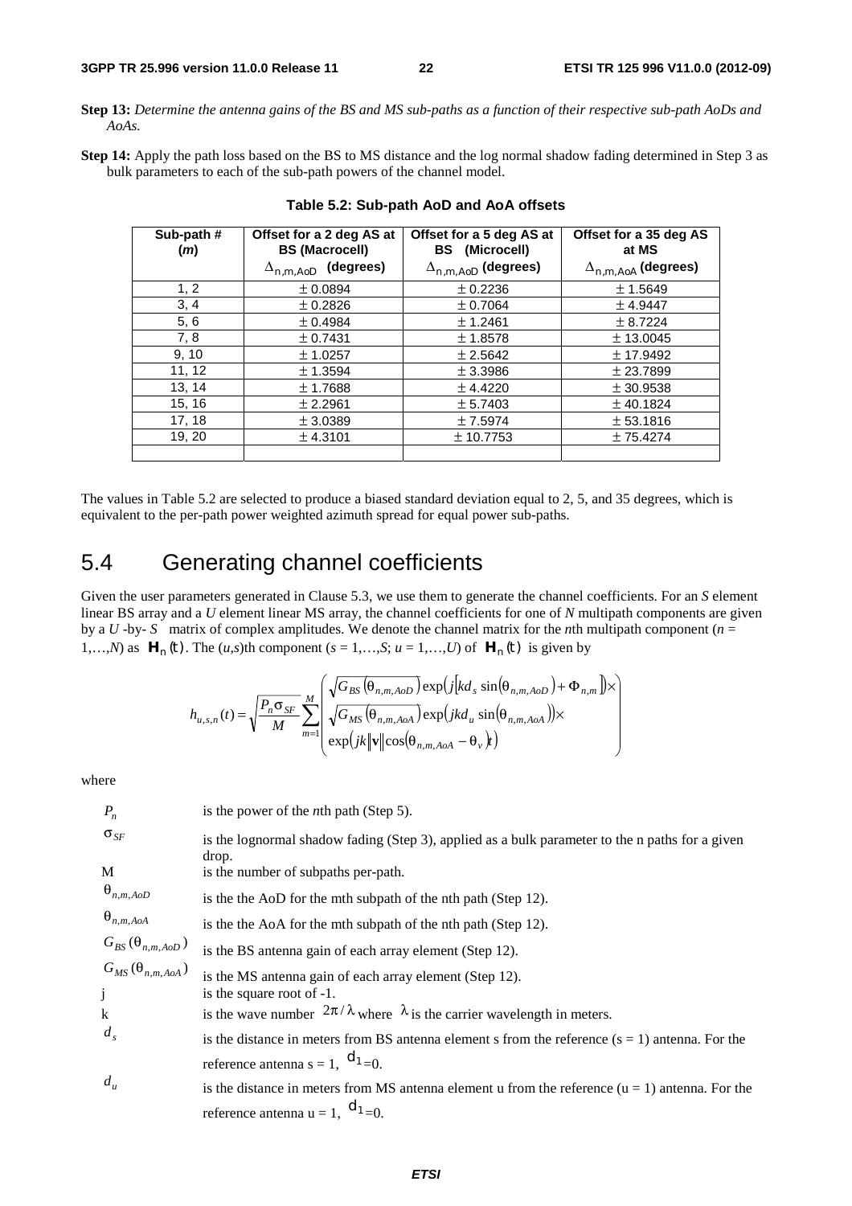**Step 13:** *Determine the antenna gains of the BS and MS sub-paths as a function of their respective sub-path AoDs and AoAs.*

**Step 14:** Apply the path loss based on the BS to MS distance and the log normal shadow fading determined in Step 3 as bulk parameters to each of the sub-path powers of the channel model.

**Table 5.2: Sub-path AoD and AoA offsets**

| Sub-path # ($m$) | Offset for a 2 deg AS at BS (Macrocell) $\Delta_{n,m,AoD}$ (degrees) | Offset for a 5 deg AS at BS (Microcell) $\Delta_{n,m,AoD}$ (degrees) | Offset for a 35 deg AS at MS $\Delta_{n,m,AoA}$ (degrees) |
|---|---|---|---|
| 1, 2 | ± 0.0894 | ± 0.2236 | ± 1.5649 |
| 3, 4 | ± 0.2826 | ± 0.7064 | ± 4.9447 |
| 5, 6 | ± 0.4984 | ± 1.2461 | ± 8.7224 |
| 7, 8 | ± 0.7431 | ± 1.8578 | ± 13.0045 |
| 9, 10 | ± 1.0257 | ± 2.5642 | ± 17.9492 |
| 11, 12 | ± 1.3594 | ± 3.3986 | ± 23.7899 |
| 13, 14 | ± 1.7688 | ± 4.4220 | ± 30.9538 |
| 15, 16 | ± 2.2961 | ± 5.7403 | ± 40.1824 |
| 17, 18 | ± 3.0389 | ± 7.5974 | ± 53.1816 |
| 19, 20 | ± 4.3101 | ± 10.7753 | ± 75.4274 |
| | | | |

The values in Table 5.2 are selected to produce a biased standard deviation equal to 2, 5, and 35 degrees, which is equivalent to the per-path power weighted azimuth spread for equal power sub-paths.

## 5.4 Generating channel coefficients

Given the user parameters generated in Clause 5.3, we use them to generate the channel coefficients. For an *S* element linear BS array and a *U* element linear MS array, the channel coefficients for one of *N* multipath components are given by a $U$ -by- $S$ matrix of complex amplitudes. We denote the channel matrix for the *n*th multipath component ($n$ = 1,…,$N$) as $\mathbf{H}_n(t)$. The ($u$,$s$)th component ($s$ = 1,…,$S$; $u$ = 1,…,$U$) of $\mathbf{H}_n(t)$ is given by

$$h_{u,s,n}(t) = \sqrt{\frac{P_n \sigma_{SF}}{M}} \sum_{m=1}^{M} \begin{pmatrix} \sqrt{G_{BS}(\theta_{n,m,AoD})} \exp\left(j\left[kd_s \sin(\theta_{n,m,AoD}) + \Phi_{n,m}\right]\right) \times \\ \sqrt{G_{MS}(\theta_{n,m,AoA})} \exp\left(jkd_u \sin(\theta_{n,m,AoA})\right) \times \\ \exp\left(jk\|\mathbf{v}\|\cos(\theta_{n,m,AoA} - \theta_v)t\right) \end{pmatrix}$$

where

| | |
|---|---|
| $P_n$ | is the power of the *n*th path (Step 5). |
| $\sigma_{SF}$ | is the lognormal shadow fading (Step 3), applied as a bulk parameter to the n paths for a given drop. |
| M | is the number of subpaths per-path. |
| $\theta_{n,m,AoD}$ | is the the AoD for the mth subpath of the nth path (Step 12). |
| $\theta_{n,m,AoA}$ | is the the AoA for the mth subpath of the nth path (Step 12). |
| $G_{BS}(\theta_{n,m,AoD})$ | is the BS antenna gain of each array element (Step 12). |
| $G_{MS}(\theta_{n,m,AoA})$ | is the MS antenna gain of each array element (Step 12). |
| j | is the square root of -1. |
| k | is the wave number $2\pi/\lambda$ where $\lambda$ is the carrier wavelength in meters. |
| $d_s$ | is the distance in meters from BS antenna element s from the reference (s = 1) antenna. For the reference antenna s = 1, $d_1$=0. |
| $d_u$ | is the distance in meters from MS antenna element u from the reference (u = 1) antenna. For the reference antenna u = 1, $d_1$=0. |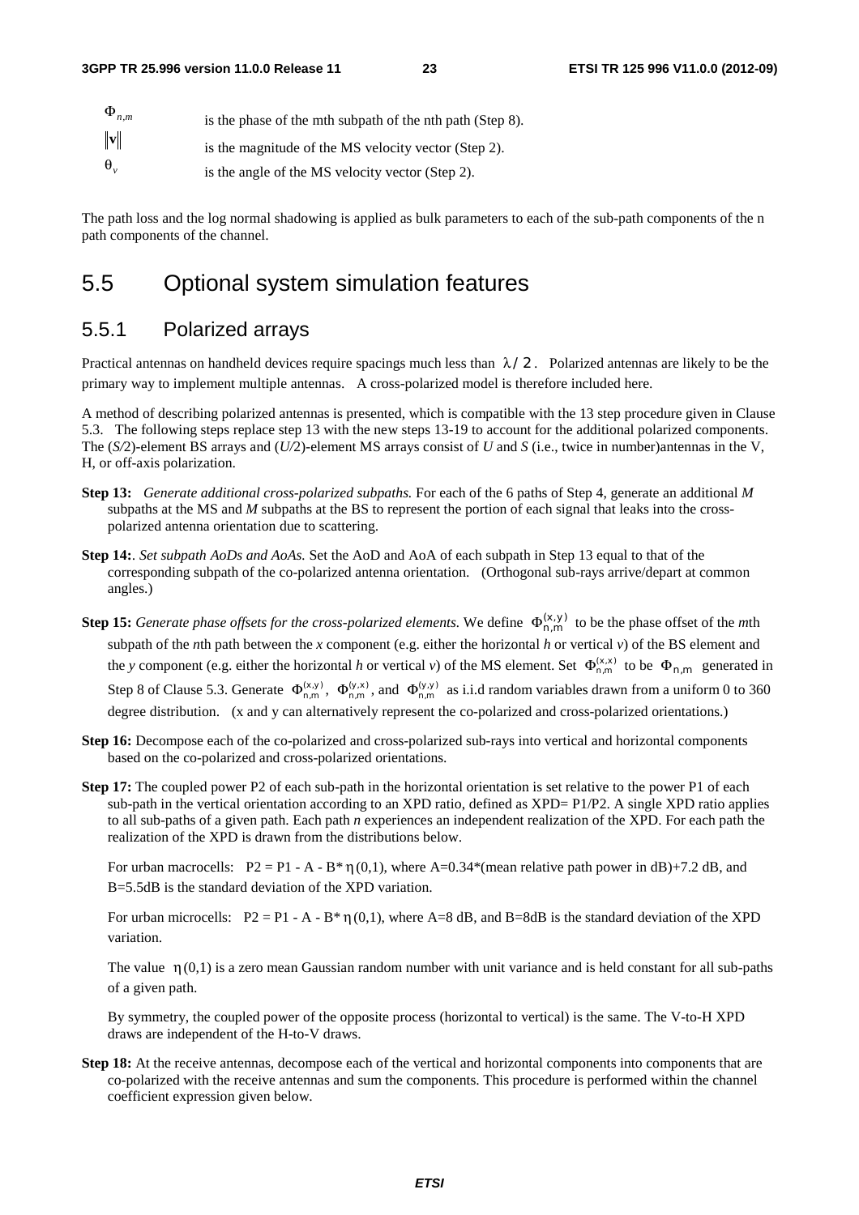$\Phi_{n,m}$ is the phase of the mth subpath of the nth path (Step 8).

$\|\mathbf{v}\|$ is the magnitude of the MS velocity vector (Step 2).

$\theta_v$ is the angle of the MS velocity vector (Step 2).

The path loss and the log normal shadowing is applied as bulk parameters to each of the sub-path components of the n path components of the channel.

## 5.5 Optional system simulation features

### 5.5.1 Polarized arrays

Practical antennas on handheld devices require spacings much less than $\lambda/2$. Polarized antennas are likely to be the primary way to implement multiple antennas. A cross-polarized model is therefore included here.

A method of describing polarized antennas is presented, which is compatible with the 13 step procedure given in Clause 5.3. The following steps replace step 13 with the new steps 13-19 to account for the additional polarized components. The ($S/2$)-element BS arrays and ($U/2$)-element MS arrays consist of $U$ and $S$ (i.e., twice in number)antennas in the V, H, or off-axis polarization.

**Step 13:** *Generate additional cross-polarized subpaths.* For each of the 6 paths of Step 4, generate an additional $M$ subpaths at the MS and $M$ subpaths at the BS to represent the portion of each signal that leaks into the cross-polarized antenna orientation due to scattering.

**Step 14:**. *Set subpath AoDs and AoAs.* Set the AoD and AoA of each subpath in Step 13 equal to that of the corresponding subpath of the co-polarized antenna orientation. (Orthogonal sub-rays arrive/depart at common angles.)

**Step 15:** *Generate phase offsets for the cross-polarized elements.* We define $\Phi_{n,m}^{(x,y)}$ to be the phase offset of the *m*th subpath of the *n*th path between the *x* component (e.g. either the horizontal *h* or vertical *v*) of the BS element and the *y* component (e.g. either the horizontal *h* or vertical *v*) of the MS element. Set $\Phi_{n,m}^{(x,x)}$ to be $\Phi_{n,m}$ generated in Step 8 of Clause 5.3. Generate $\Phi_{n,m}^{(x,y)}$, $\Phi_{n,m}^{(y,x)}$, and $\Phi_{n,m}^{(y,y)}$ as i.i.d random variables drawn from a uniform 0 to 360 degree distribution. (x and y can alternatively represent the co-polarized and cross-polarized orientations.)

**Step 16:** Decompose each of the co-polarized and cross-polarized sub-rays into vertical and horizontal components based on the co-polarized and cross-polarized orientations.

**Step 17:** The coupled power P2 of each sub-path in the horizontal orientation is set relative to the power P1 of each sub-path in the vertical orientation according to an XPD ratio, defined as XPD= P1/P2. A single XPD ratio applies to all sub-paths of a given path. Each path *n* experiences an independent realization of the XPD. For each path the realization of the XPD is drawn from the distributions below.

For urban macrocells: $P2 = P1 - A - B^*\eta(0,1)$, where A=0.34*(mean relative path power in dB)+7.2 dB, and B=5.5dB is the standard deviation of the XPD variation.

For urban microcells: $P2 = P1 - A - B^*\eta(0,1)$, where A=8 dB, and B=8dB is the standard deviation of the XPD variation.

The value $\eta(0,1)$ is a zero mean Gaussian random number with unit variance and is held constant for all sub-paths of a given path.

By symmetry, the coupled power of the opposite process (horizontal to vertical) is the same. The V-to-H XPD draws are independent of the H-to-V draws.

**Step 18:** At the receive antennas, decompose each of the vertical and horizontal components into components that are co-polarized with the receive antennas and sum the components. This procedure is performed within the channel coefficient expression given below.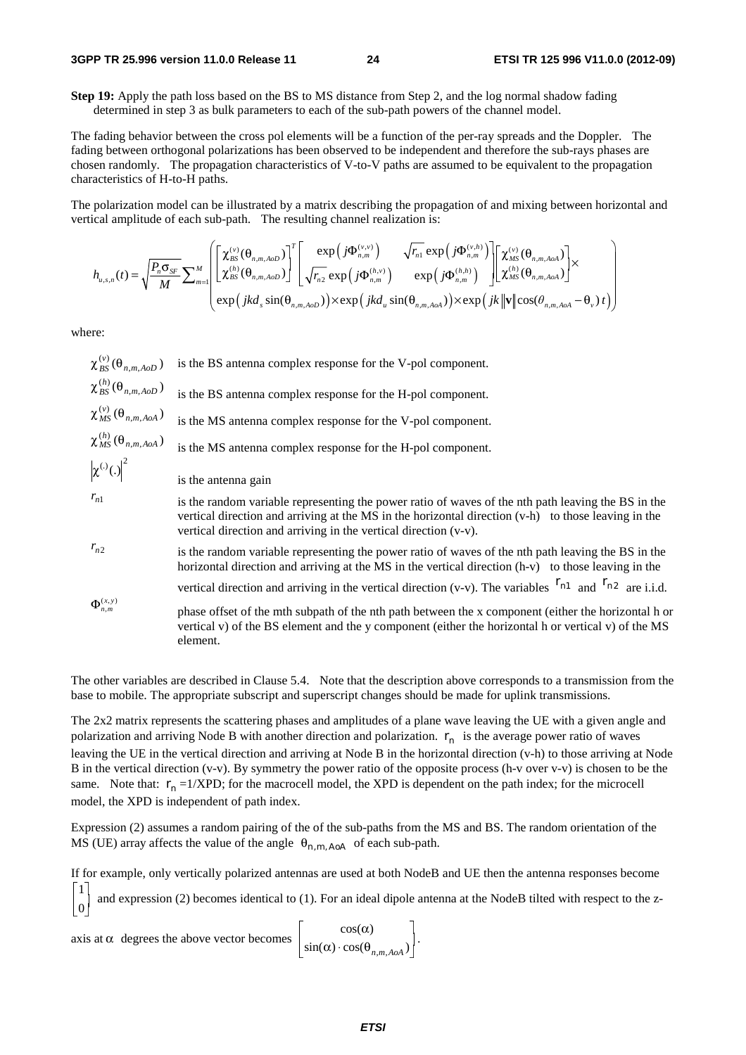**Step 19:** Apply the path loss based on the BS to MS distance from Step 2, and the log normal shadow fading determined in step 3 as bulk parameters to each of the sub-path powers of the channel model.

The fading behavior between the cross pol elements will be a function of the per-ray spreads and the Doppler. The fading between orthogonal polarizations has been observed to be independent and therefore the sub-rays phases are chosen randomly. The propagation characteristics of V-to-V paths are assumed to be equivalent to the propagation characteristics of H-to-H paths.

The polarization model can be illustrated by a matrix describing the propagation of and mixing between horizontal and vertical amplitude of each sub-path. The resulting channel realization is:

$$h_{u,s,n}(t) = \sqrt{\frac{P_n \sigma_{SF}}{M}} \sum_{m=1}^{M} \left( \begin{bmatrix} \chi_{BS}^{(v)}(\theta_{n,m,AoD}) \\ \chi_{BS}^{(h)}(\theta_{n,m,AoD}) \end{bmatrix}^T \begin{bmatrix} \exp\left(j\Phi_{n,m}^{(v,v)}\right) & \sqrt{r_{n1}} \exp\left(j\Phi_{n,m}^{(v,h)}\right) \\ \sqrt{r_{n2}} \exp\left(j\Phi_{n,m}^{(h,v)}\right) & \exp\left(j\Phi_{n,m}^{(h,h)}\right) \end{bmatrix} \begin{bmatrix} \chi_{MS}^{(v)}(\theta_{n,m,AoA}) \\ \chi_{MS}^{(h)}(\theta_{n,m,AoA}) \end{bmatrix} \times \atop \exp\left(jkd_s \sin(\theta_{n,m,AoD})\right) \times \exp\left(jkd_u \sin(\theta_{n,m,AoA})\right) \times \exp\left(jk\|\mathbf{v}\|\cos(\theta_{n,m,AoA} - \theta_v)\, t\right) \right)$$

where:

| | |
|---|---|
| $\chi_{BS}^{(v)}(\theta_{n,m,AoD})$ | is the BS antenna complex response for the V-pol component. |
| $\chi_{BS}^{(h)}(\theta_{n,m,AoD})$ | is the BS antenna complex response for the H-pol component. |
| $\chi_{MS}^{(v)}(\theta_{n,m,AoA})$ | is the MS antenna complex response for the V-pol component. |
| $\chi_{MS}^{(h)}(\theta_{n,m,AoA})$ | is the MS antenna complex response for the H-pol component. |
| $\left\|\chi^{(.)}(.)\right\|^2$ | is the antenna gain |
| $r_{n1}$ | is the random variable representing the power ratio of waves of the nth path leaving the BS in the vertical direction and arriving at the MS in the horizontal direction (v-h) to those leaving in the vertical direction and arriving in the vertical direction (v-v). |
| $r_{n2}$ | is the random variable representing the power ratio of waves of the nth path leaving the BS in the horizontal direction and arriving at the MS in the vertical direction (h-v) to those leaving in the vertical direction and arriving in the vertical direction (v-v). The variables $r_{n1}$ and $r_{n2}$ are i.i.d. |
| $\Phi_{n,m}^{(x,y)}$ | phase offset of the mth subpath of the nth path between the x component (either the horizontal h or vertical v) of the BS element and the y component (either the horizontal h or vertical v) of the MS element. |

The other variables are described in Clause 5.4. Note that the description above corresponds to a transmission from the base to mobile. The appropriate subscript and superscript changes should be made for uplink transmissions.

The 2x2 matrix represents the scattering phases and amplitudes of a plane wave leaving the UE with a given angle and polarization and arriving Node B with another direction and polarization. $r_n$ is the average power ratio of waves leaving the UE in the vertical direction and arriving at Node B in the horizontal direction (v-h) to those arriving at Node B in the vertical direction (v-v). By symmetry the power ratio of the opposite process (h-v over v-v) is chosen to be the same. Note that: $r_n$ =1/XPD; for the macrocell model, the XPD is dependent on the path index; for the microcell model, the XPD is independent of path index.

Expression (2) assumes a random pairing of the of the sub-paths from the MS and BS. The random orientation of the MS (UE) array affects the value of the angle $\theta_{n,m,AoA}$ of each sub-path.

If for example, only vertically polarized antennas are used at both NodeB and UE then the antenna responses become $\begin{bmatrix} 1 \\ 0 \end{bmatrix}$ and expression (2) becomes identical to (1). For an ideal dipole antenna at the NodeB tilted with respect to the z-axis at $\alpha$ degrees the above vector becomes $\begin{bmatrix} \cos(\alpha) \\ \sin(\alpha) \cdot \cos(\theta_{n,m,AoA}) \end{bmatrix}$.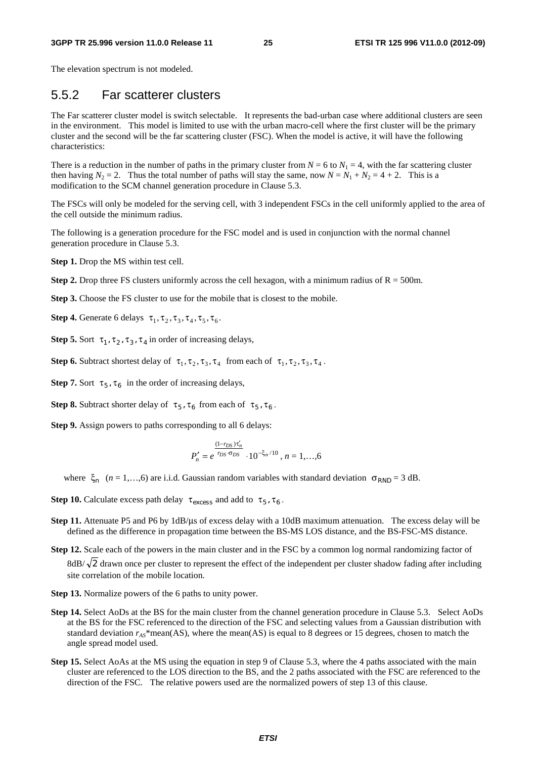The elevation spectrum is not modeled.

### 5.5.2 Far scatterer clusters

The Far scatterer cluster model is switch selectable. It represents the bad-urban case where additional clusters are seen in the environment. This model is limited to use with the urban macro-cell where the first cluster will be the primary cluster and the second will be the far scattering cluster (FSC). When the model is active, it will have the following characteristics:

There is a reduction in the number of paths in the primary cluster from $N = 6$ to $N_1 = 4$, with the far scattering cluster then having $N_2 = 2$. Thus the total number of paths will stay the same, now $N = N_1 + N_2 = 4 + 2$. This is a modification to the SCM channel generation procedure in Clause 5.3.

The FSCs will only be modeled for the serving cell, with 3 independent FSCs in the cell uniformly applied to the area of the cell outside the minimum radius.

The following is a generation procedure for the FSC model and is used in conjunction with the normal channel generation procedure in Clause 5.3.

**Step 1.** Drop the MS within test cell.

**Step 2.** Drop three FS clusters uniformly across the cell hexagon, with a minimum radius of R = 500m.

**Step 3.** Choose the FS cluster to use for the mobile that is closest to the mobile.

**Step 4.** Generate 6 delays $\tau_1, \tau_2, \tau_3, \tau_4, \tau_5, \tau_6$.

**Step 5.** Sort $\tau_1, \tau_2, \tau_3, \tau_4$ in order of increasing delays,

**Step 6.** Subtract shortest delay of $\tau_1, \tau_2, \tau_3, \tau_4$ from each of $\tau_1, \tau_2, \tau_3, \tau_4$.

**Step 7.** Sort $\tau_5, \tau_6$ in the order of increasing delays,

**Step 8.** Subtract shorter delay of $\tau_5, \tau_6$ from each of $\tau_5, \tau_6$.

**Step 9.** Assign powers to paths corresponding to all 6 delays:

$$P_n' = e^{\frac{(1-r_{DS})\tau_n'}{r_{DS}\cdot\sigma_{DS}}} \cdot 10^{-\xi_n/10},\ n = 1,\ldots,6$$

where $\xi_n$ ($n = 1,\ldots,6$) are i.i.d. Gaussian random variables with standard deviation $\sigma_{RND}$ = 3 dB.

**Step 10.** Calculate excess path delay $\tau_{excess}$ and add to $\tau_5, \tau_6$.

**Step 11.** Attenuate P5 and P6 by 1dB/µs of excess delay with a 10dB maximum attenuation. The excess delay will be defined as the difference in propagation time between the BS-MS LOS distance, and the BS-FSC-MS distance.

**Step 12.** Scale each of the powers in the main cluster and in the FSC by a common log normal randomizing factor of $8\text{dB}/\sqrt{2}$ drawn once per cluster to represent the effect of the independent per cluster shadow fading after including site correlation of the mobile location.

**Step 13.** Normalize powers of the 6 paths to unity power.

**Step 14.** Select AoDs at the BS for the main cluster from the channel generation procedure in Clause 5.3. Select AoDs at the BS for the FSC referenced to the direction of the FSC and selecting values from a Gaussian distribution with standard deviation $r_{AS}$*mean(AS), where the mean(AS) is equal to 8 degrees or 15 degrees, chosen to match the angle spread model used.

**Step 15.** Select AoAs at the MS using the equation in step 9 of Clause 5.3, where the 4 paths associated with the main cluster are referenced to the LOS direction to the BS, and the 2 paths associated with the FSC are referenced to the direction of the FSC. The relative powers used are the normalized powers of step 13 of this clause.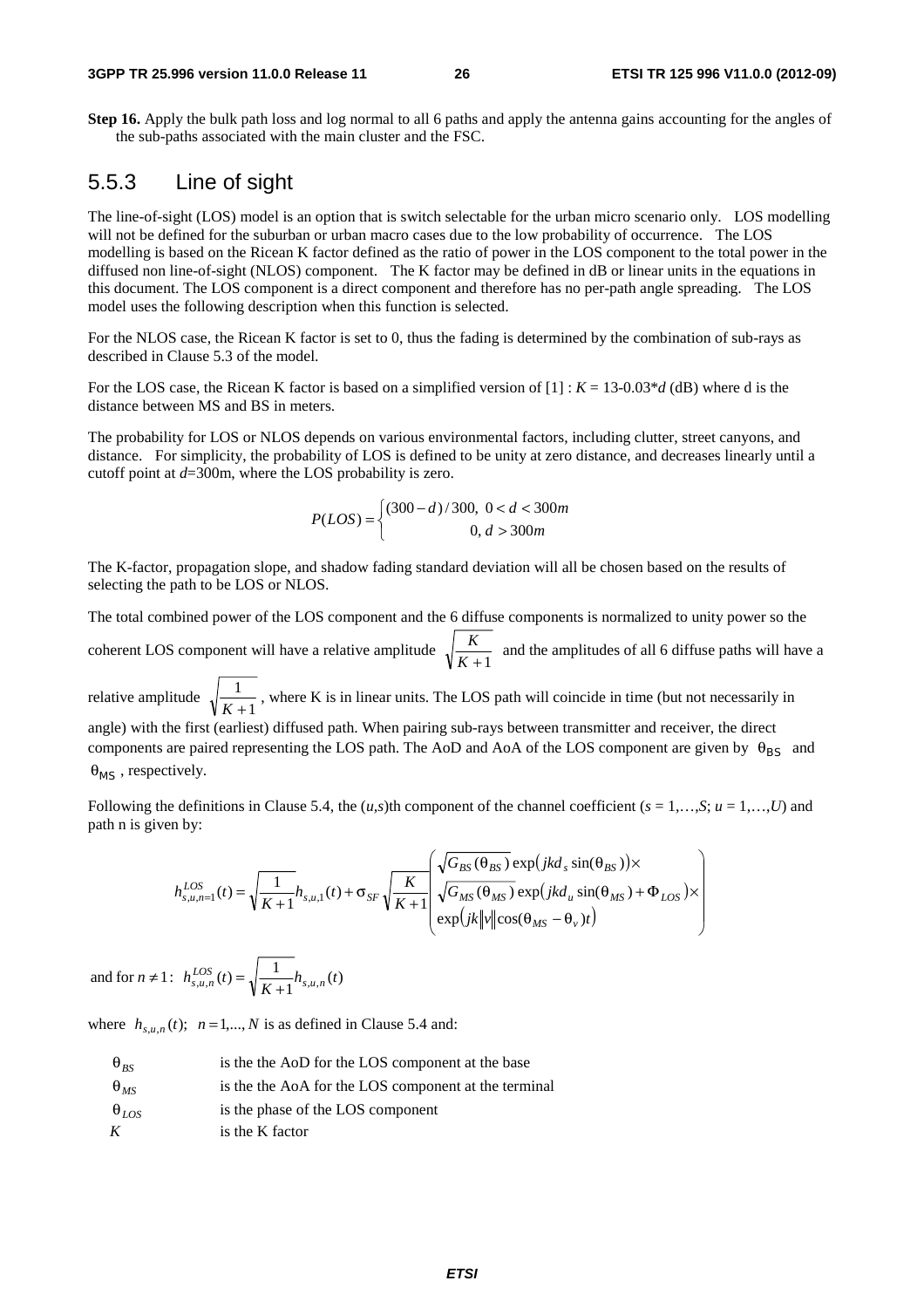**Step 16.** Apply the bulk path loss and log normal to all 6 paths and apply the antenna gains accounting for the angles of the sub-paths associated with the main cluster and the FSC.

## 5.5.3 Line of sight

The line-of-sight (LOS) model is an option that is switch selectable for the urban micro scenario only. LOS modelling will not be defined for the suburban or urban macro cases due to the low probability of occurrence. The LOS modelling is based on the Ricean K factor defined as the ratio of power in the LOS component to the total power in the diffused non line-of-sight (NLOS) component. The K factor may be defined in dB or linear units in the equations in this document. The LOS component is a direct component and therefore has no per-path angle spreading. The LOS model uses the following description when this function is selected.

For the NLOS case, the Ricean K factor is set to 0, thus the fading is determined by the combination of sub-rays as described in Clause 5.3 of the model.

For the LOS case, the Ricean K factor is based on a simplified version of [1] : $K = 13\text{-}0.03*d$ (dB) where d is the distance between MS and BS in meters.

The probability for LOS or NLOS depends on various environmental factors, including clutter, street canyons, and distance. For simplicity, the probability of LOS is defined to be unity at zero distance, and decreases linearly until a cutoff point at $d$=300m, where the LOS probability is zero.

$$P(LOS) = \begin{cases} (300-d)/300, & 0 < d < 300m \\ 0, & d > 300m \end{cases}$$

The K-factor, propagation slope, and shadow fading standard deviation will all be chosen based on the results of selecting the path to be LOS or NLOS.

The total combined power of the LOS component and the 6 diffuse components is normalized to unity power so the coherent LOS component will have a relative amplitude $\sqrt{\frac{K}{K+1}}$ and the amplitudes of all 6 diffuse paths will have a relative amplitude $\sqrt{\frac{1}{K+1}}$, where K is in linear units. The LOS path will coincide in time (but not necessarily in angle) with the first (earliest) diffused path. When pairing sub-rays between transmitter and receiver, the direct components are paired representing the LOS path. The AoD and AoA of the LOS component are given by $\theta_{BS}$ and $\theta_{MS}$, respectively.

Following the definitions in Clause 5.4, the ($u$,$s$)th component of the channel coefficient ($s = 1,\ldots,S$; $u = 1,\ldots,U$) and path n is given by:

$$h_{s,u,n=1}^{LOS}(t) = \sqrt{\frac{1}{K+1}} h_{s,u,1}(t) + \sigma_{SF} \sqrt{\frac{K}{K+1}} \begin{pmatrix} \sqrt{G_{BS}(\theta_{BS})} \exp\left(jkd_s \sin(\theta_{BS})\right) \times \\ \sqrt{G_{MS}(\theta_{MS})} \exp\left(jkd_u \sin(\theta_{MS}) + \Phi_{LOS}\right) \times \\ \exp\left(jk\|v\| \cos(\theta_{MS} - \theta_v)t\right) \end{pmatrix}$$

and for $n \neq 1$: $h_{s,u,n}^{LOS}(t) = \sqrt{\frac{1}{K+1}} h_{s,u,n}(t)$

where $h_{s,u,n}(t);\ n = 1,\ldots,N$ is as defined in Clause 5.4 and:

| | |
|---|---|
| $\theta_{BS}$ | is the the AoD for the LOS component at the base |
| $\theta_{MS}$ | is the the AoA for the LOS component at the terminal |
| $\theta_{LOS}$ | is the phase of the LOS component |
| $K$ | is the K factor |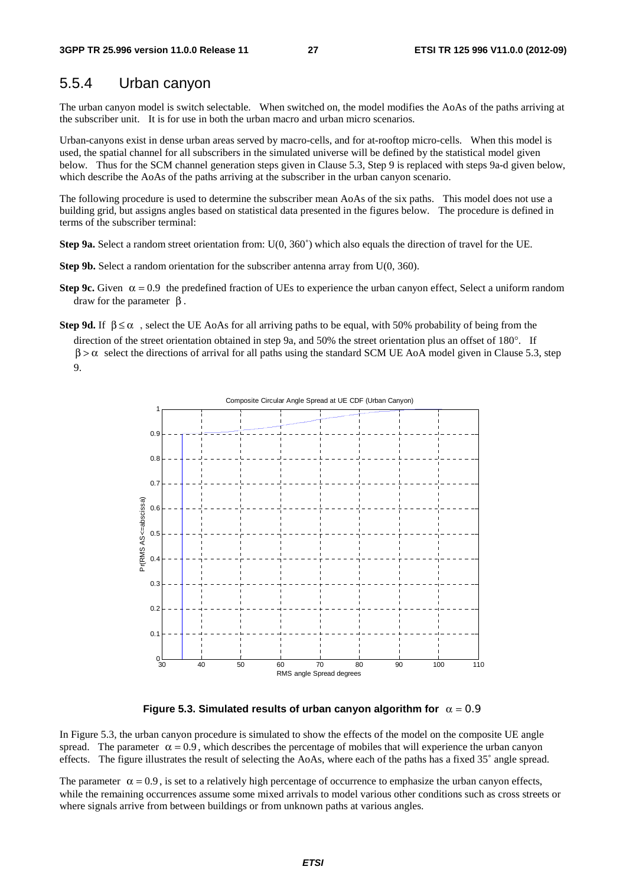## 5.5.4 Urban canyon

The urban canyon model is switch selectable. When switched on, the model modifies the AoAs of the paths arriving at the subscriber unit. It is for use in both the urban macro and urban micro scenarios.

Urban-canyons exist in dense urban areas served by macro-cells, and for at-rooftop micro-cells. When this model is used, the spatial channel for all subscribers in the simulated universe will be defined by the statistical model given below. Thus for the SCM channel generation steps given in Clause 5.3, Step 9 is replaced with steps 9a-d given below, which describe the AoAs of the paths arriving at the subscriber in the urban canyon scenario.

The following procedure is used to determine the subscriber mean AoAs of the six paths. This model does not use a building grid, but assigns angles based on statistical data presented in the figures below. The procedure is defined in terms of the subscriber terminal:

**Step 9a.** Select a random street orientation from: U(0, 360˚) which also equals the direction of travel for the UE.

**Step 9b.** Select a random orientation for the subscriber antenna array from U(0, 360).

**Step 9c.** Given $\alpha = 0.9$ the predefined fraction of UEs to experience the urban canyon effect, Select a uniform random draw for the parameter $\beta$.

**Step 9d.** If $\beta \leq \alpha$ , select the UE AoAs for all arriving paths to be equal, with 50% probability of being from the direction of the street orientation obtained in step 9a, and 50% the street orientation plus an offset of 180°. If $\beta > \alpha$ select the directions of arrival for all paths using the standard SCM UE AoA model given in Clause 5.3, step 9.

**Figure 5.3. Simulated results of urban canyon algorithm for $\alpha = 0.9$**

In Figure 5.3, the urban canyon procedure is simulated to show the effects of the model on the composite UE angle spread. The parameter $\alpha = 0.9$, which describes the percentage of mobiles that will experience the urban canyon effects. The figure illustrates the result of selecting the AoAs, where each of the paths has a fixed 35˚ angle spread.

The parameter $\alpha = 0.9$, is set to a relatively high percentage of occurrence to emphasize the urban canyon effects, while the remaining occurrences assume some mixed arrivals to model various other conditions such as cross streets or where signals arrive from between buildings or from unknown paths at various angles.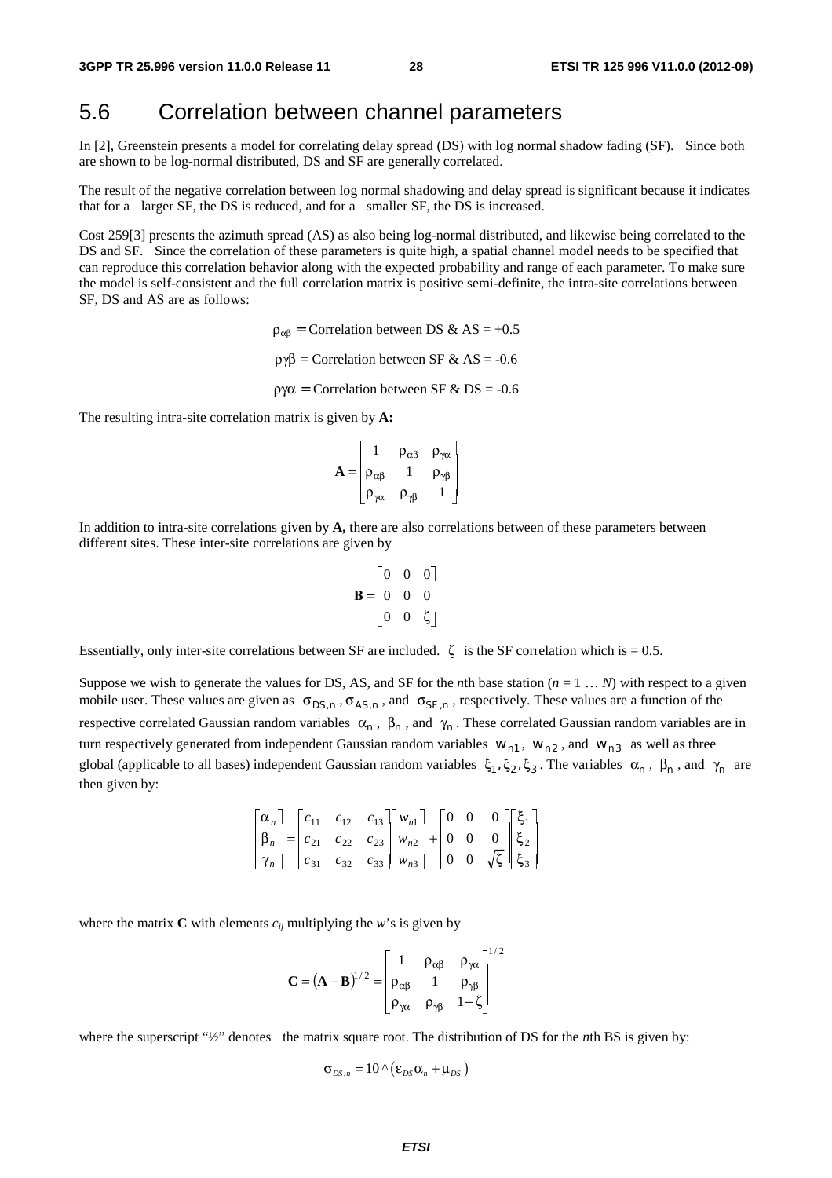## 5.6 Correlation between channel parameters

In [2], Greenstein presents a model for correlating delay spread (DS) with log normal shadow fading (SF). Since both are shown to be log-normal distributed, DS and SF are generally correlated.

The result of the negative correlation between log normal shadowing and delay spread is significant because it indicates that for a larger SF, the DS is reduced, and for a smaller SF, the DS is increased.

Cost 259[3] presents the azimuth spread (AS) as also being log-normal distributed, and likewise being correlated to the DS and SF. Since the correlation of these parameters is quite high, a spatial channel model needs to be specified that can reproduce this correlation behavior along with the expected probability and range of each parameter. To make sure the model is self-consistent and the full correlation matrix is positive semi-definite, the intra-site correlations between SF, DS and AS are as follows:

$$\rho_{\alpha\beta} = \text{Correlation between DS \& AS} = +0.5$$

$$\rho\gamma\beta = \text{Correlation between SF \& AS} = -0.6$$

$$\rho\gamma\alpha = \text{Correlation between SF \& DS} = -0.6$$

The resulting intra-site correlation matrix is given by **A:**

$$\mathbf{A} = \begin{bmatrix} 1 & \rho_{\alpha\beta} & \rho_{\gamma\alpha} \\ \rho_{\alpha\beta} & 1 & \rho_{\gamma\beta} \\ \rho_{\gamma\alpha} & \rho_{\gamma\beta} & 1 \end{bmatrix}$$

In addition to intra-site correlations given by **A,** there are also correlations between of these parameters between different sites. These inter-site correlations are given by

$$\mathbf{B} = \begin{bmatrix} 0 & 0 & 0 \\ 0 & 0 & 0 \\ 0 & 0 & \zeta \end{bmatrix}$$

Essentially, only inter-site correlations between SF are included. $\zeta$ is the SF correlation which is = 0.5.

Suppose we wish to generate the values for DS, AS, and SF for the *n*th base station ($n = 1 \ldots N$) with respect to a given mobile user. These values are given as $\sigma_{DS,n}$, $\sigma_{AS,n}$, and $\sigma_{SF,n}$, respectively. These values are a function of the respective correlated Gaussian random variables $\alpha_n$, $\beta_n$, and $\gamma_n$. These correlated Gaussian random variables are in turn respectively generated from independent Gaussian random variables $w_{n1}$, $w_{n2}$, and $w_{n3}$ as well as three global (applicable to all bases) independent Gaussian random variables $\xi_1, \xi_2, \xi_3$. The variables $\alpha_n$, $\beta_n$, and $\gamma_n$ are then given by:

$$\begin{bmatrix} \alpha_n \\ \beta_n \\ \gamma_n \end{bmatrix} = \begin{bmatrix} c_{11} & c_{12} & c_{13} \\ c_{21} & c_{22} & c_{23} \\ c_{31} & c_{32} & c_{33} \end{bmatrix} \begin{bmatrix} w_{n1} \\ w_{n2} \\ w_{n3} \end{bmatrix} + \begin{bmatrix} 0 & 0 & 0 \\ 0 & 0 & 0 \\ 0 & 0 & \sqrt{\zeta} \end{bmatrix} \begin{bmatrix} \xi_1 \\ \xi_2 \\ \xi_3 \end{bmatrix}$$

where the matrix **C** with elements $c_{ij}$ multiplying the *w*'s is given by

$$\mathbf{C} = (\mathbf{A} - \mathbf{B})^{1/2} = \begin{bmatrix} 1 & \rho_{\alpha\beta} & \rho_{\gamma\alpha} \\ \rho_{\alpha\beta} & 1 & \rho_{\gamma\beta} \\ \rho_{\gamma\alpha} & \rho_{\gamma\beta} & 1-\zeta \end{bmatrix}^{1/2}$$

where the superscript "½" denotes the matrix square root. The distribution of DS for the *n*th BS is given by:

$$\sigma_{DS,n} = 10 \wedge (\varepsilon_{DS}\alpha_n + \mu_{DS})$$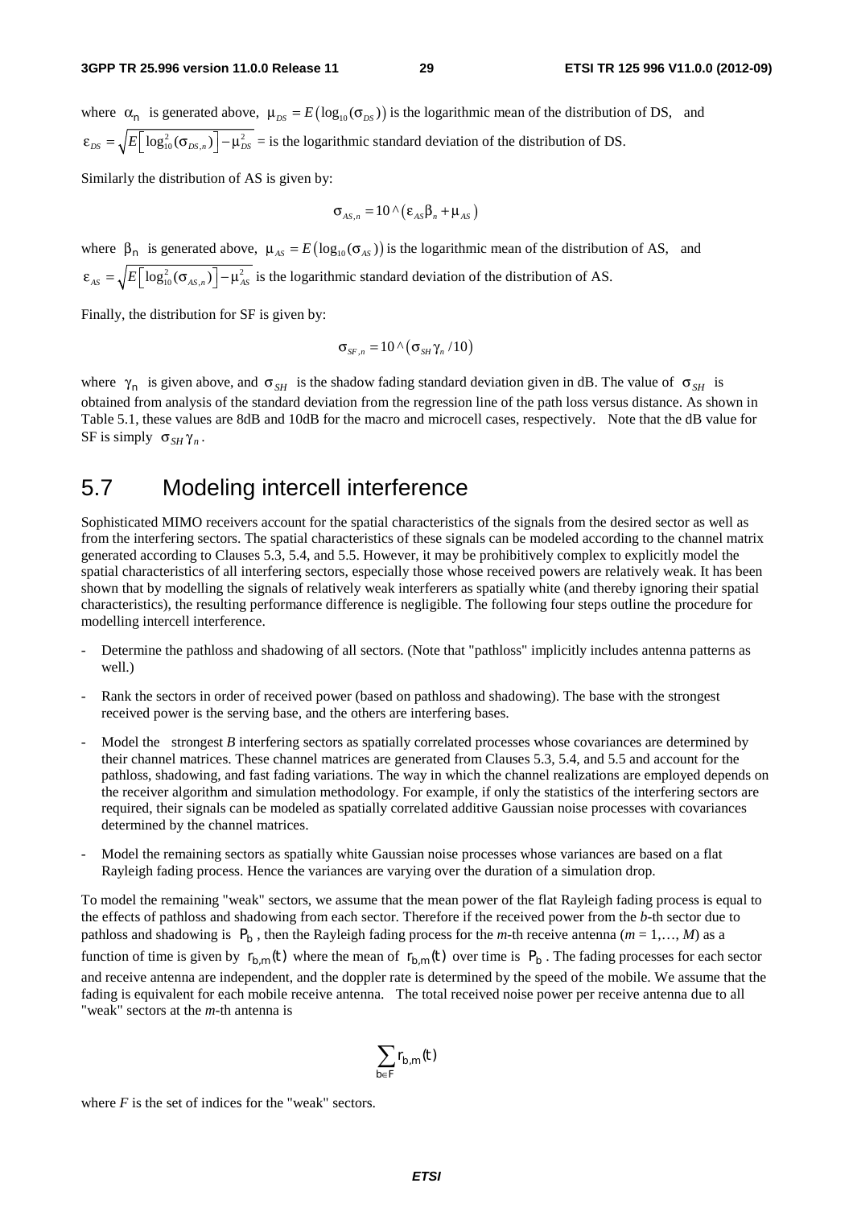where $\alpha_n$ is generated above, $\mu_{DS} = E\left(\log_{10}(\sigma_{DS})\right)$ is the logarithmic mean of the distribution of DS, and $\varepsilon_{DS} = \sqrt{E\left[\log_{10}^2(\sigma_{DS,n})\right] - \mu_{DS}^2}$ = is the logarithmic standard deviation of the distribution of DS.

Similarly the distribution of AS is given by:

$$\sigma_{AS,n} = 10 \wedge \left(\varepsilon_{AS}\beta_n + \mu_{AS}\right)$$

where $\beta_n$ is generated above, $\mu_{AS} = E\left(\log_{10}(\sigma_{AS})\right)$ is the logarithmic mean of the distribution of AS, and $\varepsilon_{AS} = \sqrt{E\left[\log_{10}^2(\sigma_{AS,n})\right] - \mu_{AS}^2}$ is the logarithmic standard deviation of the distribution of AS.

Finally, the distribution for SF is given by:

$$\sigma_{SF,n} = 10 \wedge \left(\sigma_{SH}\gamma_n / 10\right)$$

where $\gamma_n$ is given above, and $\sigma_{SH}$ is the shadow fading standard deviation given in dB. The value of $\sigma_{SH}$ is obtained from analysis of the standard deviation from the regression line of the path loss versus distance. As shown in Table 5.1, these values are 8dB and 10dB for the macro and microcell cases, respectively. Note that the dB value for SF is simply $\sigma_{SH}\gamma_n$.

## 5.7 Modeling intercell interference

Sophisticated MIMO receivers account for the spatial characteristics of the signals from the desired sector as well as from the interfering sectors. The spatial characteristics of these signals can be modeled according to the channel matrix generated according to Clauses 5.3, 5.4, and 5.5. However, it may be prohibitively complex to explicitly model the spatial characteristics of all interfering sectors, especially those whose received powers are relatively weak. It has been shown that by modelling the signals of relatively weak interferers as spatially white (and thereby ignoring their spatial characteristics), the resulting performance difference is negligible. The following four steps outline the procedure for modelling intercell interference.

- Determine the pathloss and shadowing of all sectors. (Note that "pathloss" implicitly includes antenna patterns as well.)
- Rank the sectors in order of received power (based on pathloss and shadowing). The base with the strongest received power is the serving base, and the others are interfering bases.
- Model the strongest *B* interfering sectors as spatially correlated processes whose covariances are determined by their channel matrices. These channel matrices are generated from Clauses 5.3, 5.4, and 5.5 and account for the pathloss, shadowing, and fast fading variations. The way in which the channel realizations are employed depends on the receiver algorithm and simulation methodology. For example, if only the statistics of the interfering sectors are required, their signals can be modeled as spatially correlated additive Gaussian noise processes with covariances determined by the channel matrices.
- Model the remaining sectors as spatially white Gaussian noise processes whose variances are based on a flat Rayleigh fading process. Hence the variances are varying over the duration of a simulation drop.

To model the remaining "weak" sectors, we assume that the mean power of the flat Rayleigh fading process is equal to the effects of pathloss and shadowing from each sector. Therefore if the received power from the *b*-th sector due to pathloss and shadowing is $P_b$, then the Rayleigh fading process for the *m*-th receive antenna ($m = 1,\ldots, M$) as a function of time is given by $r_{b,m}(t)$ where the mean of $r_{b,m}(t)$ over time is $P_b$. The fading processes for each sector and receive antenna are independent, and the doppler rate is determined by the speed of the mobile. We assume that the fading is equivalent for each mobile receive antenna. The total received noise power per receive antenna due to all "weak" sectors at the *m*-th antenna is

$$\sum_{b \in F} r_{b,m}(t)$$

where *F* is the set of indices for the "weak" sectors.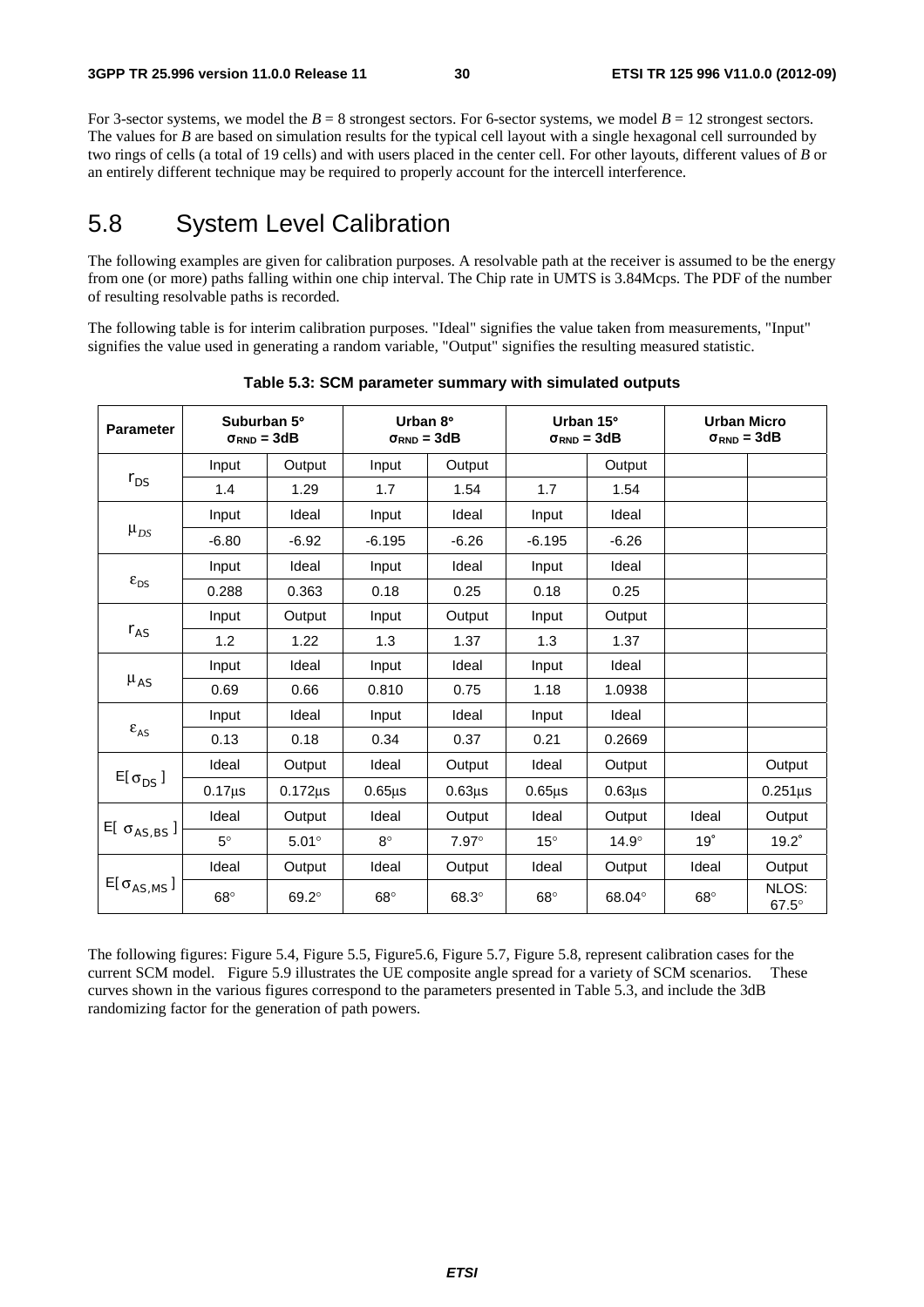For 3-sector systems, we model the $B = 8$ strongest sectors. For 6-sector systems, we model $B = 12$ strongest sectors. The values for $B$ are based on simulation results for the typical cell layout with a single hexagonal cell surrounded by two rings of cells (a total of 19 cells) and with users placed in the center cell. For other layouts, different values of $B$ or an entirely different technique may be required to properly account for the intercell interference.

## 5.8 System Level Calibration

The following examples are given for calibration purposes. A resolvable path at the receiver is assumed to be the energy from one (or more) paths falling within one chip interval. The Chip rate in UMTS is 3.84Mcps. The PDF of the number of resulting resolvable paths is recorded.

The following table is for interim calibration purposes. "Ideal" signifies the value taken from measurements, "Input" signifies the value used in generating a random variable, "Output" signifies the resulting measured statistic.

**Table 5.3: SCM parameter summary with simulated outputs**

| Parameter | Suburban 5° $\sigma_{RND}$ = 3dB | | Urban 8° $\sigma_{RND}$ = 3dB | | Urban 15° $\sigma_{RND}$ = 3dB | | Urban Micro $\sigma_{RND}$ = 3dB | |
|---|---|---|---|---|---|---|---|---|
| $r_{DS}$ | Input | Output | Input | Output | | Output | | |
| | 1.4 | 1.29 | 1.7 | 1.54 | 1.7 | 1.54 | | |
| $\mu_{DS}$ | Input | Ideal | Input | Ideal | Input | Ideal | | |
| | -6.80 | -6.92 | -6.195 | -6.26 | -6.195 | -6.26 | | |
| $\varepsilon_{DS}$ | Input | Ideal | Input | Ideal | Input | Ideal | | |
| | 0.288 | 0.363 | 0.18 | 0.25 | 0.18 | 0.25 | | |
| $r_{AS}$ | Input | Output | Input | Output | Input | Output | | |
| | 1.2 | 1.22 | 1.3 | 1.37 | 1.3 | 1.37 | | |
| $\mu_{AS}$ | Input | Ideal | Input | Ideal | Input | Ideal | | |
| | 0.69 | 0.66 | 0.810 | 0.75 | 1.18 | 1.0938 | | |
| $\varepsilon_{AS}$ | Input | Ideal | Input | Ideal | Input | Ideal | | |
| | 0.13 | 0.18 | 0.34 | 0.37 | 0.21 | 0.2669 | | |
| $E[\sigma_{DS}]$ | Ideal | Output | Ideal | Output | Ideal | Output | | Output |
| | 0.17μs | 0.172μs | 0.65μs | 0.63μs | 0.65μs | 0.63μs | | 0.251μs |
| $E[\sigma_{AS,BS}]$ | Ideal | Output | Ideal | Output | Ideal | Output | Ideal | Output |
| | 5° | 5.01° | 8° | 7.97° | 15° | 14.9° | 19° | 19.2° |
| $E[\sigma_{AS,MS}]$ | Ideal | Output | Ideal | Output | Ideal | Output | Ideal | Output |
| | 68° | 69.2° | 68° | 68.3° | 68° | 68.04° | 68° | NLOS: 67.5° |

The following figures: Figure 5.4, Figure 5.5, Figure5.6, Figure 5.7, Figure 5.8, represent calibration cases for the current SCM model. Figure 5.9 illustrates the UE composite angle spread for a variety of SCM scenarios. These curves shown in the various figures correspond to the parameters presented in Table 5.3, and include the 3dB randomizing factor for the generation of path powers.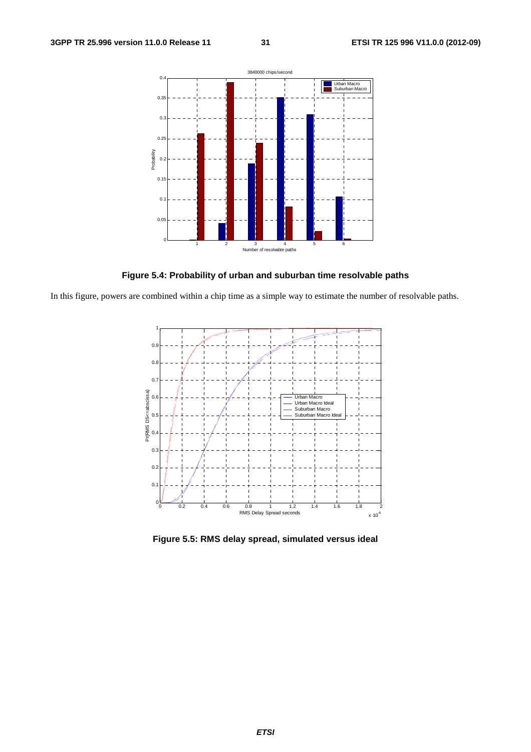**Figure 5.4: Probability of urban and suburban time resolvable paths**

In this figure, powers are combined within a chip time as a simple way to estimate the number of resolvable paths.

**Figure 5.5: RMS delay spread, simulated versus ideal**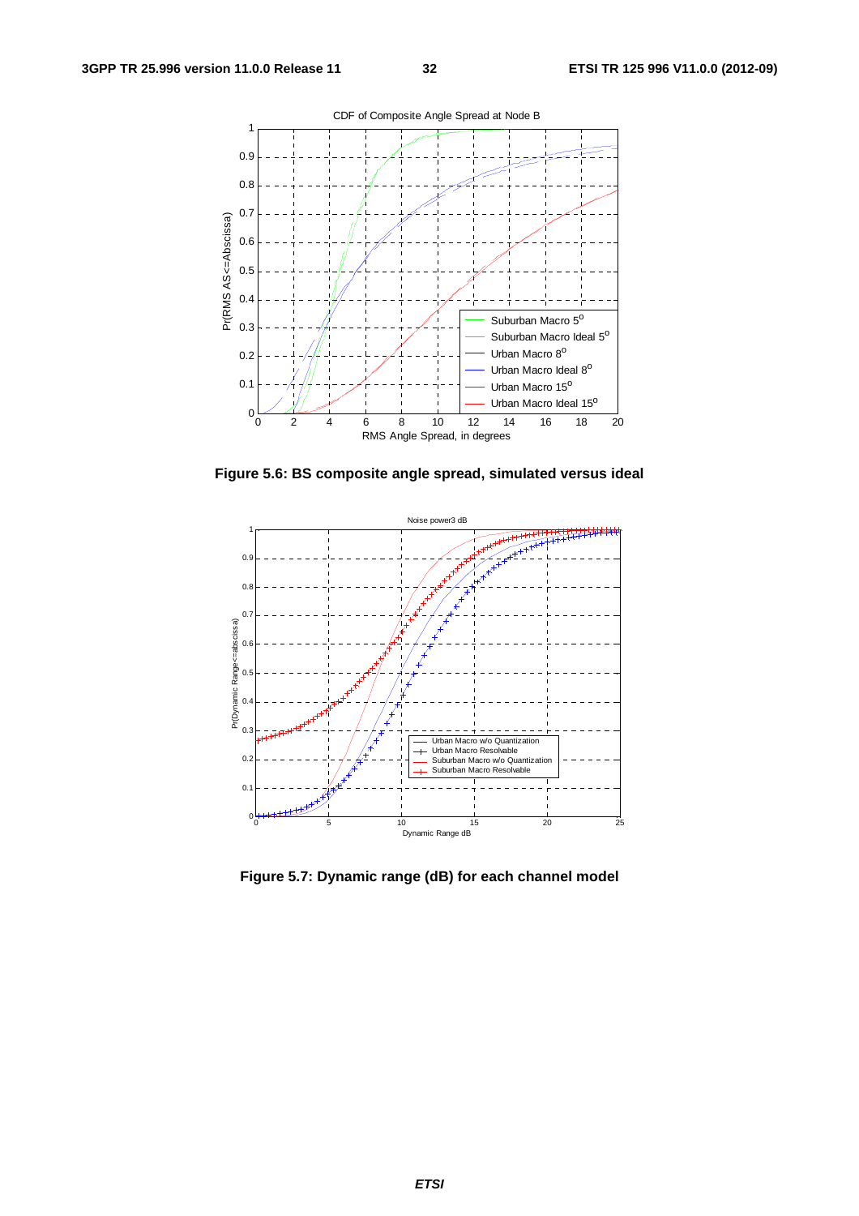Figure 5.6: BS composite angle spread, simulated versus ideal

Figure 5.7: Dynamic range (dB) for each channel model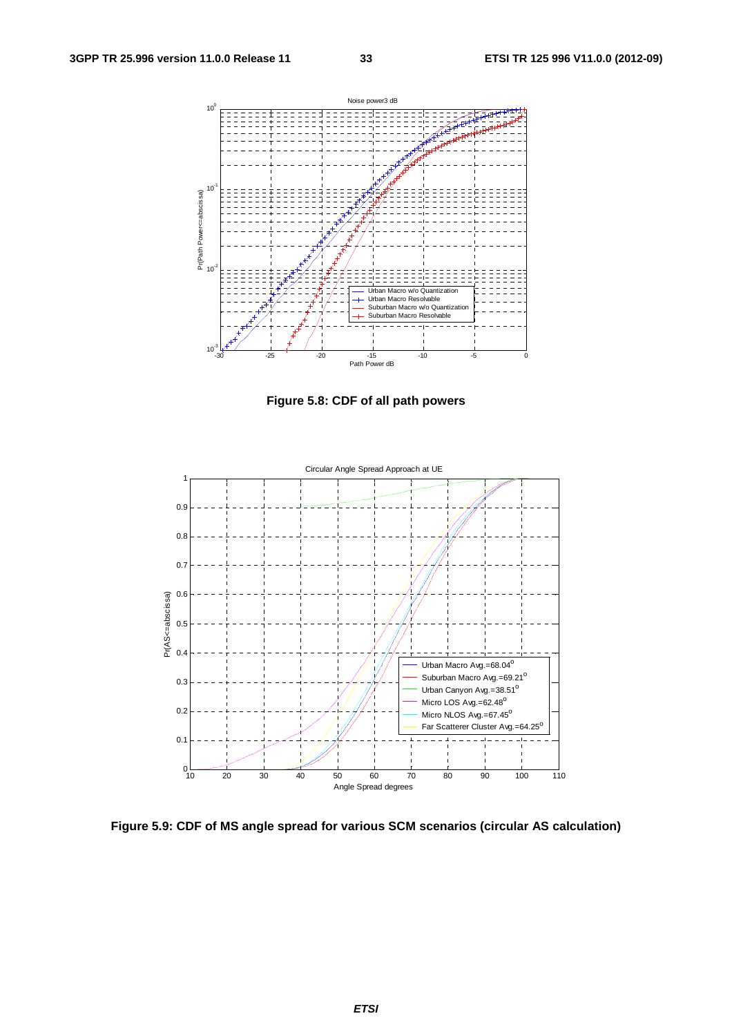**Figure 5.8: CDF of all path powers**

**Figure 5.9: CDF of MS angle spread for various SCM scenarios (circular AS calculation)**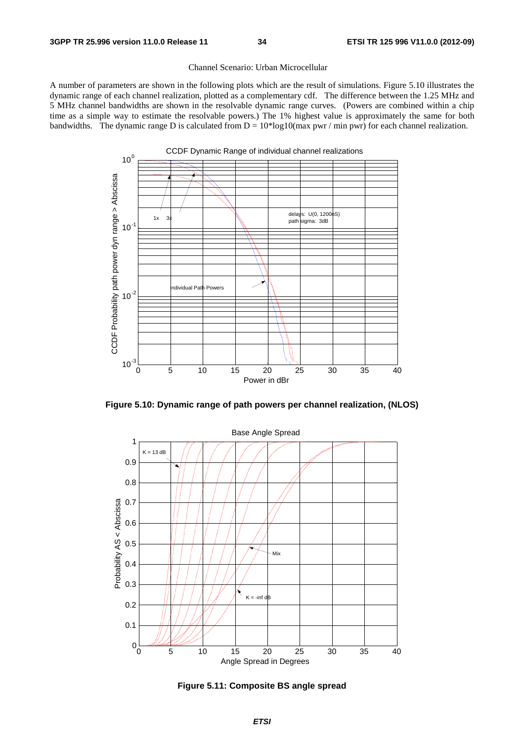Channel Scenario: Urban Microcellular

A number of parameters are shown in the following plots which are the result of simulations. Figure 5.10 illustrates the dynamic range of each channel realization, plotted as a complementary cdf. The difference between the 1.25 MHz and 5 MHz channel bandwidths are shown in the resolvable dynamic range curves. (Powers are combined within a chip time as a simple way to estimate the resolvable powers.) The 1% highest value is approximately the same for both bandwidths. The dynamic range D is calculated from D = 10*log10(max pwr / min pwr) for each channel realization.

**Figure 5.10: Dynamic range of path powers per channel realization, (NLOS)**

**Figure 5.11: Composite BS angle spread**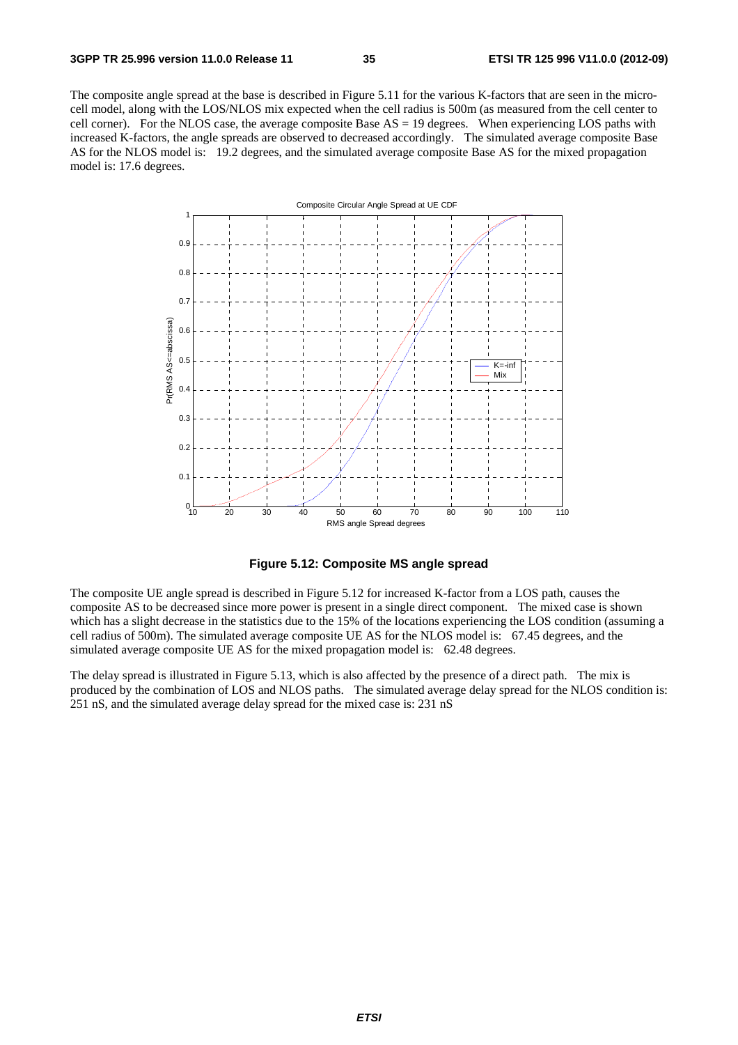The composite angle spread at the base is described in Figure 5.11 for the various K-factors that are seen in the micro-cell model, along with the LOS/NLOS mix expected when the cell radius is 500m (as measured from the cell center to cell corner). For the NLOS case, the average composite Base AS = 19 degrees. When experiencing LOS paths with increased K-factors, the angle spreads are observed to decreased accordingly. The simulated average composite Base AS for the NLOS model is: 19.2 degrees, and the simulated average composite Base AS for the mixed propagation model is: 17.6 degrees.

**Figure 5.12: Composite MS angle spread**

The composite UE angle spread is described in Figure 5.12 for increased K-factor from a LOS path, causes the composite AS to be decreased since more power is present in a single direct component. The mixed case is shown which has a slight decrease in the statistics due to the 15% of the locations experiencing the LOS condition (assuming a cell radius of 500m). The simulated average composite UE AS for the NLOS model is: 67.45 degrees, and the simulated average composite UE AS for the mixed propagation model is: 62.48 degrees.

The delay spread is illustrated in Figure 5.13, which is also affected by the presence of a direct path. The mix is produced by the combination of LOS and NLOS paths. The simulated average delay spread for the NLOS condition is: 251 nS, and the simulated average delay spread for the mixed case is: 231 nS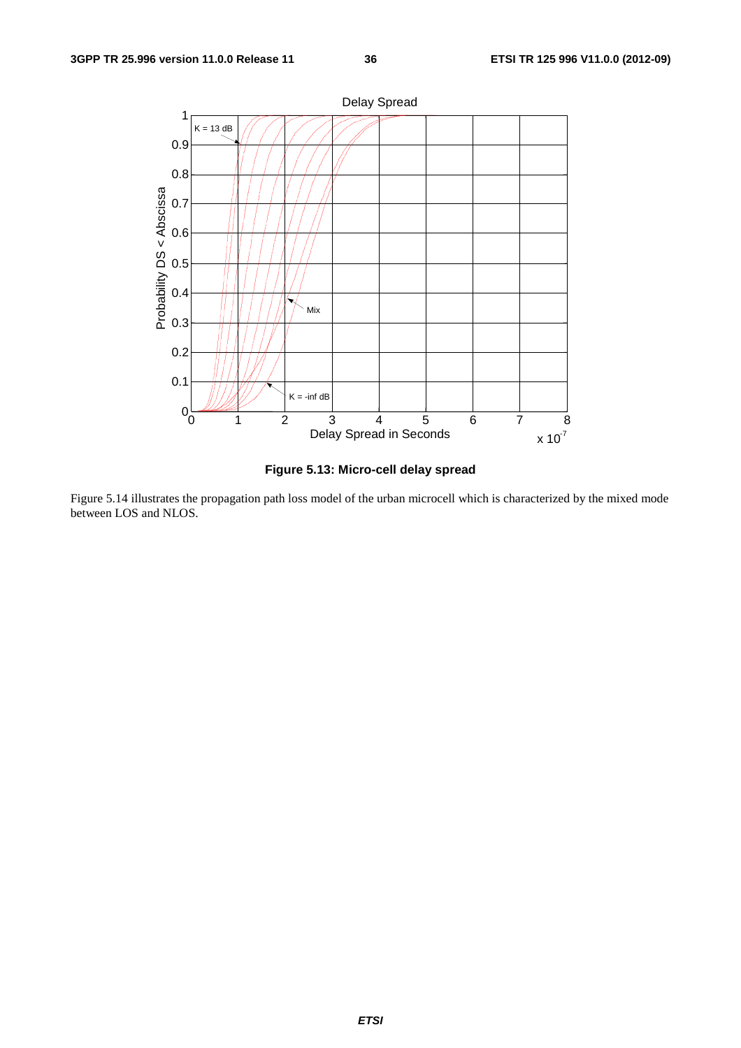**Figure 5.13: Micro-cell delay spread**

Figure 5.14 illustrates the propagation path loss model of the urban microcell which is characterized by the mixed mode between LOS and NLOS.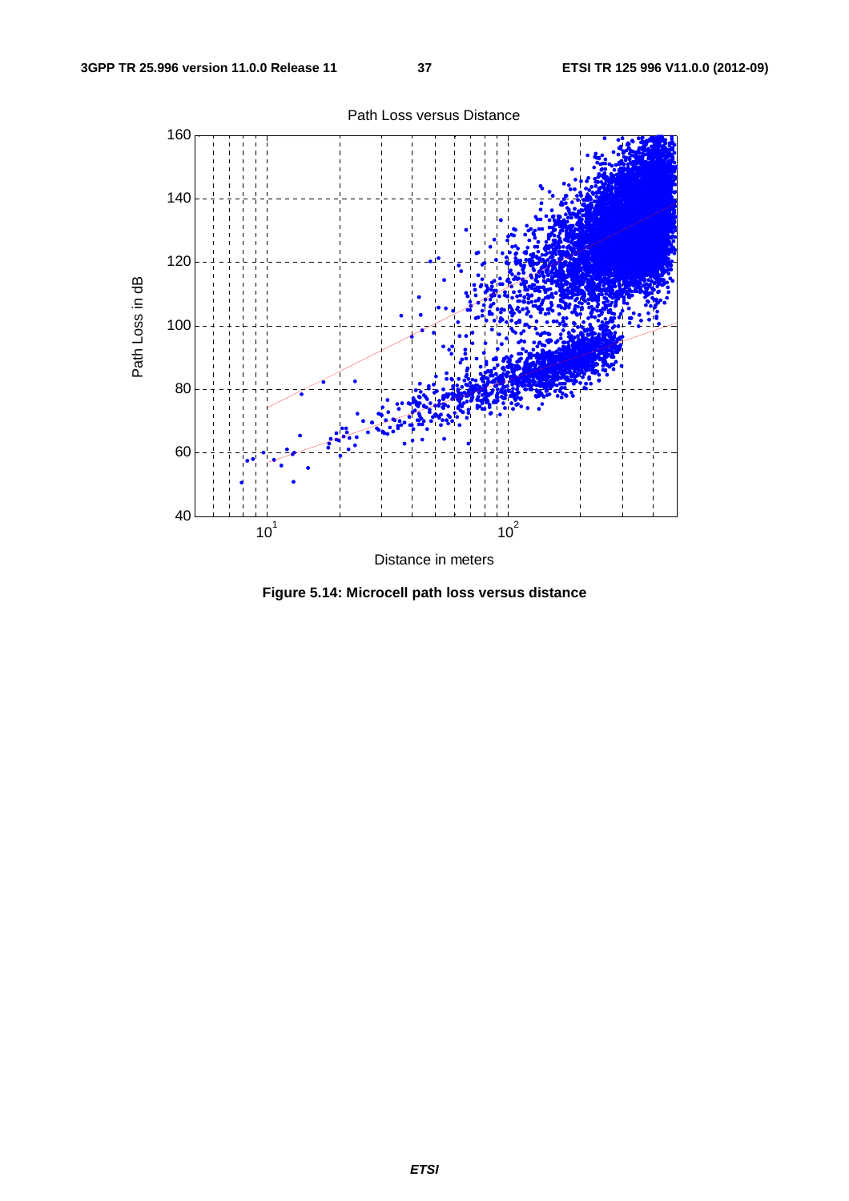**Figure 5.14: Microcell path loss versus distance**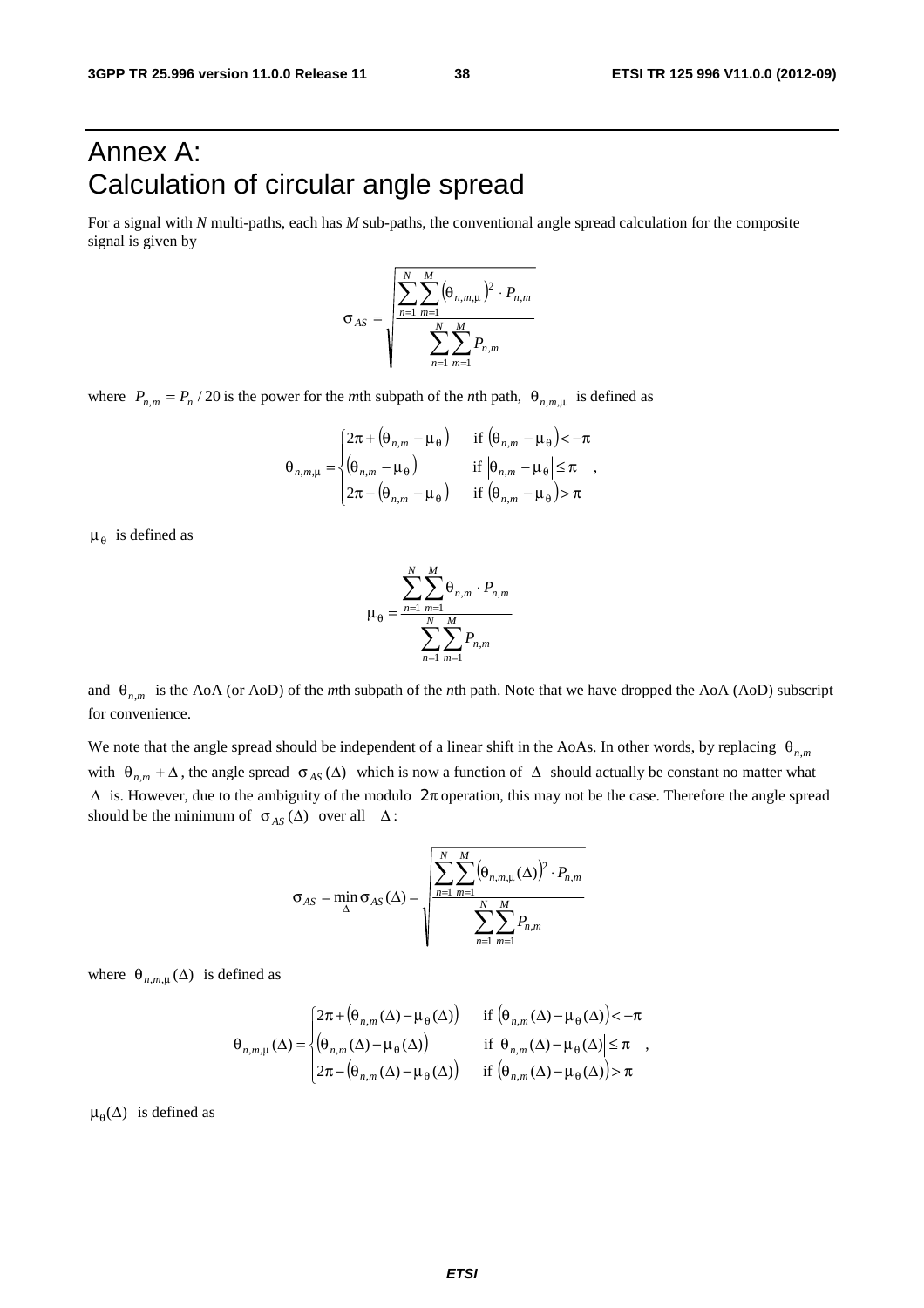# Annex A: Calculation of circular angle spread

For a signal with *N* multi-paths, each has *M* sub-paths, the conventional angle spread calculation for the composite signal is given by

$$\sigma_{AS} = \sqrt{\frac{\sum_{n=1}^{N}\sum_{m=1}^{M}\left(\theta_{n,m,\mu}\right)^2 \cdot P_{n,m}}{\sum_{n=1}^{N}\sum_{m=1}^{M}P_{n,m}}}$$

where $P_{n,m} = P_n / 20$ is the power for the *m*th subpath of the *n*th path, $\theta_{n,m,\mu}$ is defined as

$$\theta_{n,m,\mu} = \begin{cases} 2\pi + \left(\theta_{n,m} - \mu_\theta\right) & \text{if } \left(\theta_{n,m} - \mu_\theta\right) < -\pi \\ \left(\theta_{n,m} - \mu_\theta\right) & \text{if } \left|\theta_{n,m} - \mu_\theta\right| \le \pi \\ 2\pi - \left(\theta_{n,m} - \mu_\theta\right) & \text{if } \left(\theta_{n,m} - \mu_\theta\right) > \pi \end{cases},$$

$\mu_\theta$ is defined as

$$\mu_\theta = \frac{\sum_{n=1}^{N}\sum_{m=1}^{M}\theta_{n,m} \cdot P_{n,m}}{\sum_{n=1}^{N}\sum_{m=1}^{M}P_{n,m}}$$

and $\theta_{n,m}$ is the AoA (or AoD) of the *m*th subpath of the *n*th path. Note that we have dropped the AoA (AoD) subscript for convenience.

We note that the angle spread should be independent of a linear shift in the AoAs. In other words, by replacing $\theta_{n,m}$ with $\theta_{n,m} + \Delta$, the angle spread $\sigma_{AS}(\Delta)$ which is now a function of $\Delta$ should actually be constant no matter what $\Delta$ is. However, due to the ambiguity of the modulo $2\pi$ operation, this may not be the case. Therefore the angle spread should be the minimum of $\sigma_{AS}(\Delta)$ over all $\Delta$:

$$\sigma_{AS} = \min_{\Delta} \sigma_{AS}(\Delta) = \sqrt{\frac{\sum_{n=1}^{N}\sum_{m=1}^{M}\left(\theta_{n,m,\mu}(\Delta)\right)^2 \cdot P_{n,m}}{\sum_{n=1}^{N}\sum_{m=1}^{M}P_{n,m}}}$$

where $\theta_{n,m,\mu}(\Delta)$ is defined as

$$\theta_{n,m,\mu}(\Delta) = \begin{cases} 2\pi + \left(\theta_{n,m}(\Delta) - \mu_\theta(\Delta)\right) & \text{if } \left(\theta_{n,m}(\Delta) - \mu_\theta(\Delta)\right) < -\pi \\ \left(\theta_{n,m}(\Delta) - \mu_\theta(\Delta)\right) & \text{if } \left|\theta_{n,m}(\Delta) - \mu_\theta(\Delta)\right| \le \pi \\ 2\pi - \left(\theta_{n,m}(\Delta) - \mu_\theta(\Delta)\right) & \text{if } \left(\theta_{n,m}(\Delta) - \mu_\theta(\Delta)\right) > \pi \end{cases},$$

$\mu_\theta(\Delta)$ is defined as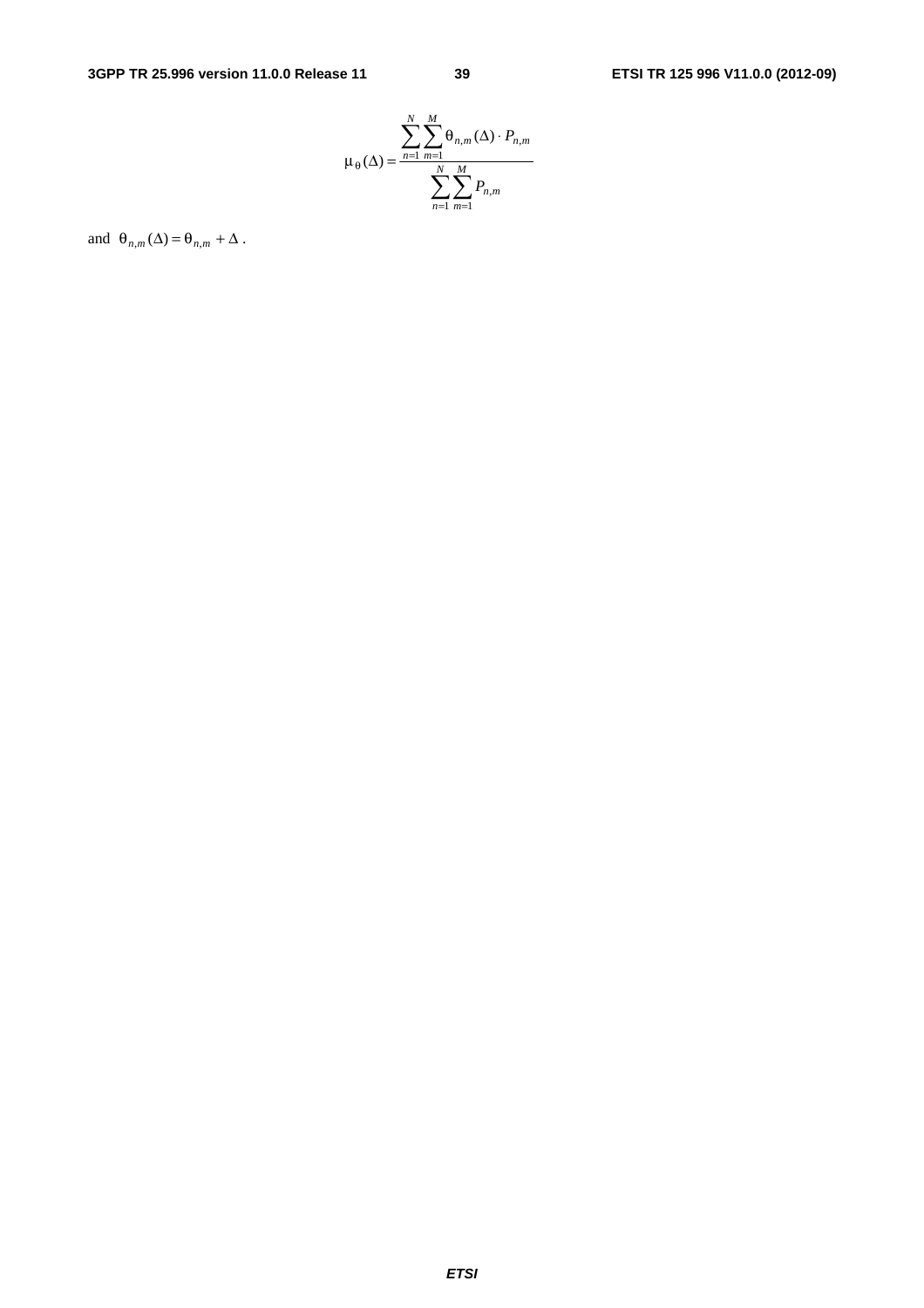$$\mu_{\theta}(\Delta) = \frac{\sum_{n=1}^{N}\sum_{m=1}^{M}\theta_{n,m}(\Delta)\cdot P_{n,m}}{\sum_{n=1}^{N}\sum_{m=1}^{M}P_{n,m}}$$

and $\theta_{n,m}(\Delta) = \theta_{n,m} + \Delta$ .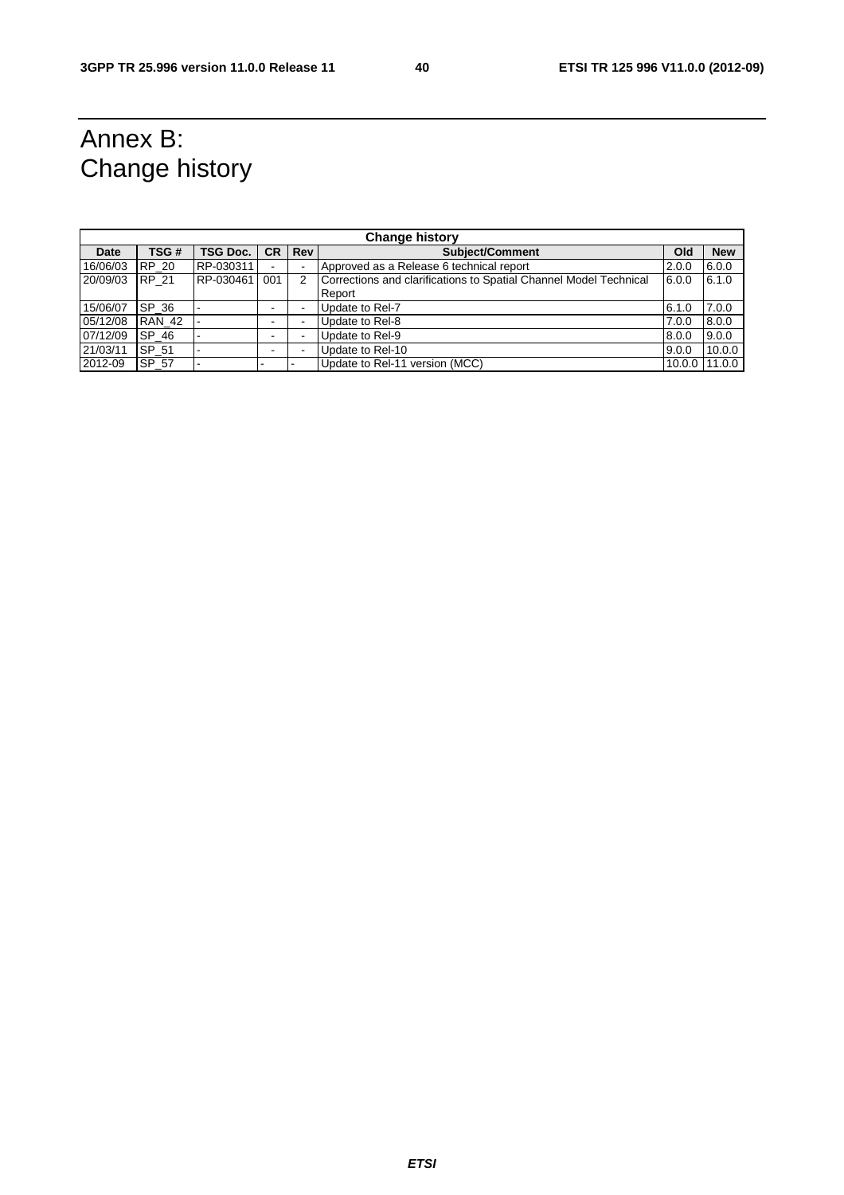# Annex B: Change history

| Change history | | | | | | | |
|---|---|---|---|---|---|---|---|
| **Date** | **TSG #** | **TSG Doc.** | **CR** | **Rev** | **Subject/Comment** | **Old** | **New** |
| 16/06/03 | RP_20 | RP-030311 | - | - | Approved as a Release 6 technical report | 2.0.0 | 6.0.0 |
| 20/09/03 | RP_21 | RP-030461 | 001 | 2 | Corrections and clarifications to Spatial Channel Model Technical Report | 6.0.0 | 6.1.0 |
| 15/06/07 | SP_36 | - | - | - | Update to Rel-7 | 6.1.0 | 7.0.0 |
| 05/12/08 | RAN_42 | - | - | - | Update to Rel-8 | 7.0.0 | 8.0.0 |
| 07/12/09 | SP_46 | - | - | - | Update to Rel-9 | 8.0.0 | 9.0.0 |
| 21/03/11 | SP_51 | - | - | - | Update to Rel-10 | 9.0.0 | 10.0.0 |
| 2012-09 | SP_57 | - | - | - | Update to Rel-11 version (MCC) | 10.0.0 | 11.0.0 |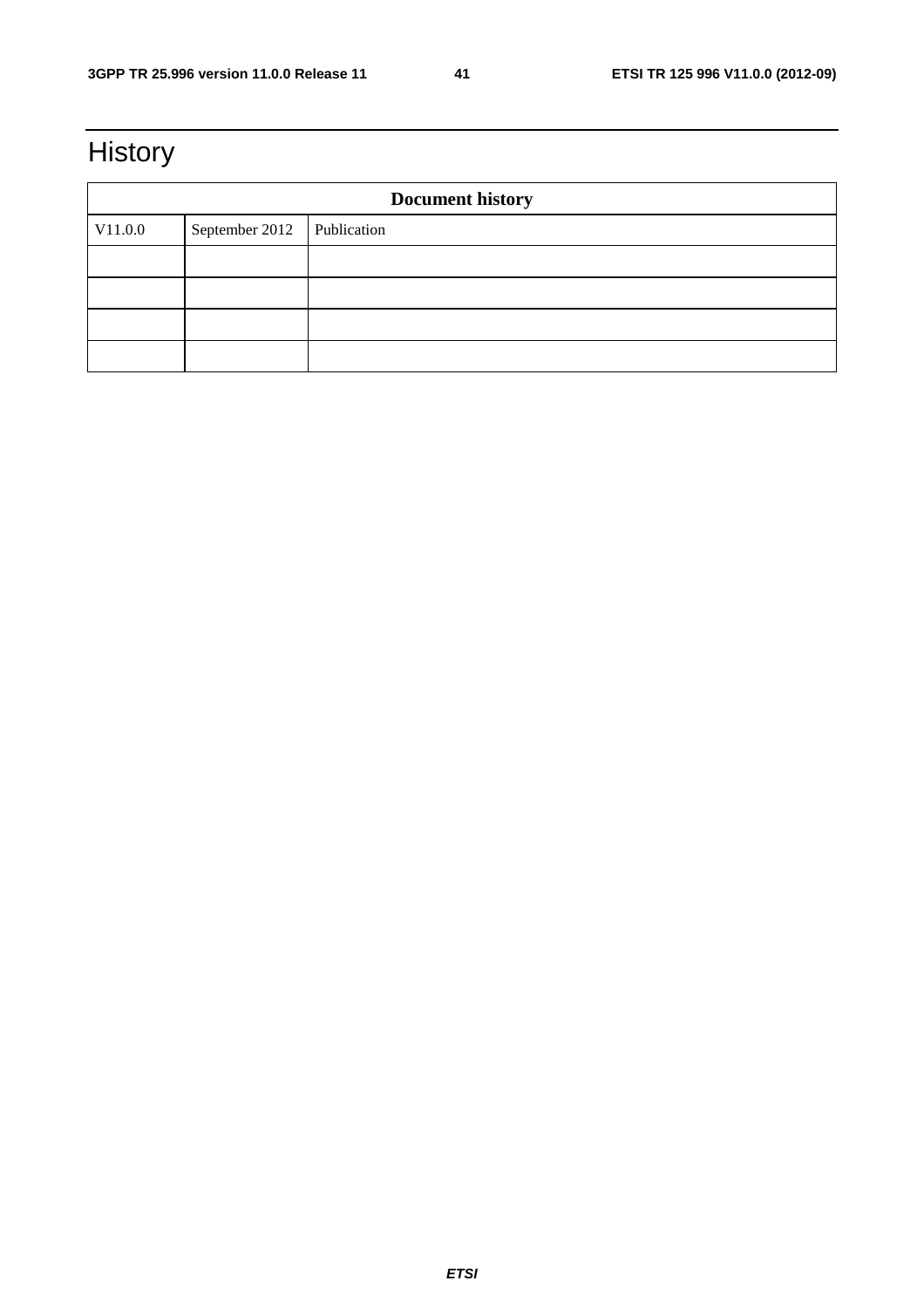# History

| Document history | | |
|---|---|---|
| V11.0.0 | September 2012 | Publication |
| | | |
| | | |
| | | |
| | | |